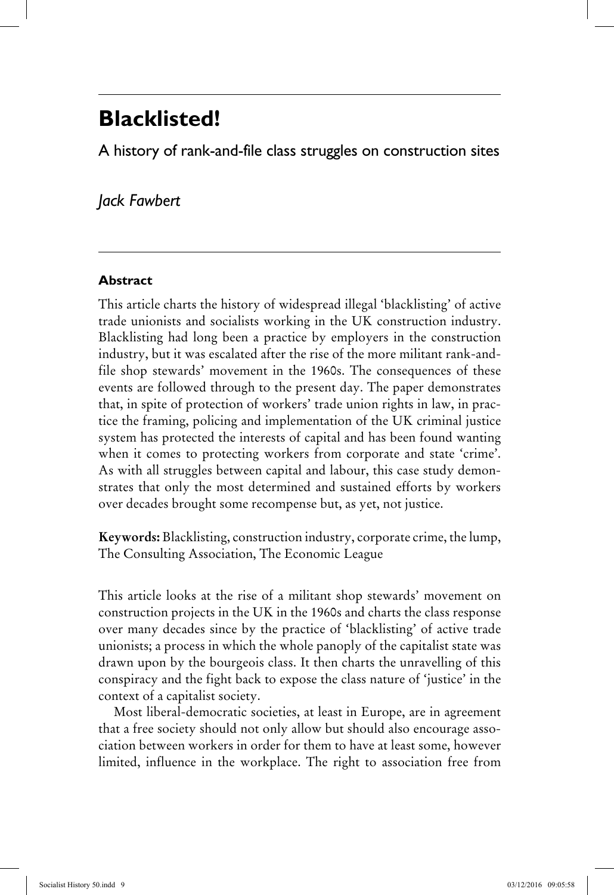# Blacklisted!

## A history of rank-and-file class struggles on construction sites

*Jack Fawbert*

### Abstract

This article charts the history of widespread illegal 'blacklisting' of active trade unionists and socialists working in the UK construction industry. Blacklisting had long been a practice by employers in the construction industry, but it was escalated after the rise of the more militant rank-and-file shop stewards' movement in the 1960s. The consequences of these events are followed through to the present day. The paper demonstrates that, in spite of protection of workers' trade union rights in law, in practice the framing, policing and implementation of the UK criminal justice system has protected the interests of capital and has been found wanting when it comes to protecting workers from corporate and state 'crime'. As with all struggles between capital and labour, this case study demonstrates that only the most determined and sustained efforts by workers over decades brought some recompense but, as yet, not justice.

**Keywords:** Blacklisting, construction industry, corporate crime, the lump, The Consulting Association, The Economic League

This article looks at the rise of a militant shop stewards' movement on construction projects in the UK in the 1960s and charts the class response over many decades since by the practice of 'blacklisting' of active trade unionists; a process in which the whole panoply of the capitalist state was drawn upon by the bourgeois class. It then charts the unravelling of this conspiracy and the fight back to expose the class nature of 'justice' in the context of a capitalist society.

Most liberal-democratic societies, at least in Europe, are in agreement that a free society should not only allow but should also encourage association between workers in order for them to have at least some, however limited, influence in the workplace. The right to association free from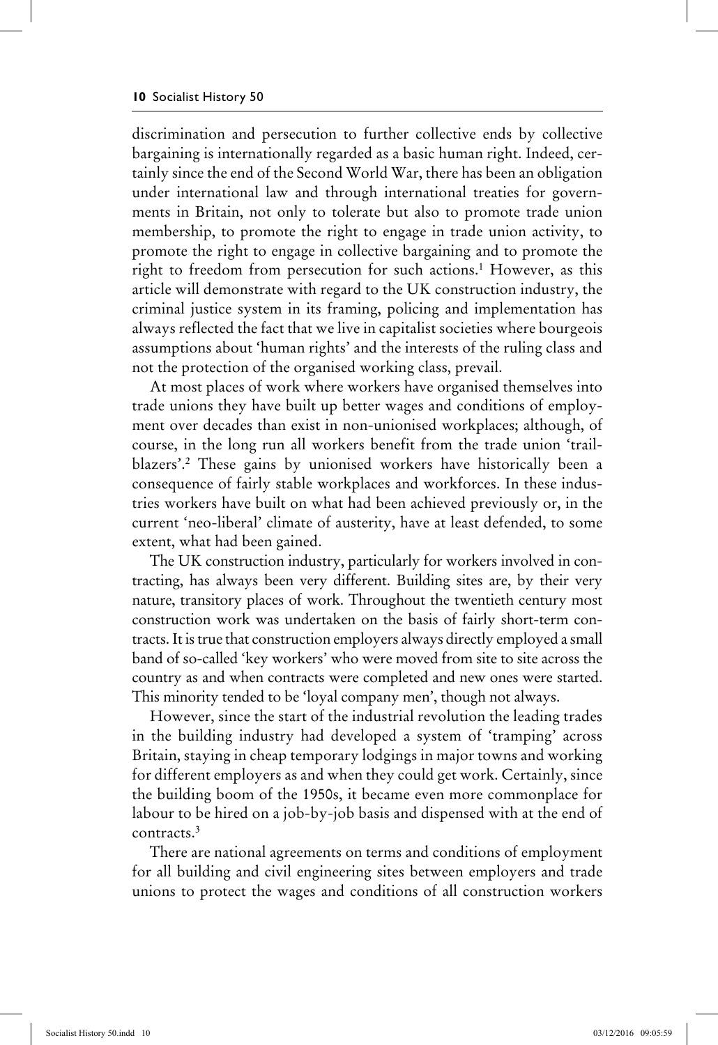discrimination and persecution to further collective ends by collective bargaining is internationally regarded as a basic human right. Indeed, certainly since the end of the Second World War, there has been an obligation under international law and through international treaties for governments in Britain, not only to tolerate but also to promote trade union membership, to promote the right to engage in trade union activity, to promote the right to engage in collective bargaining and to promote the right to freedom from persecution for such actions.[1] However, as this article will demonstrate with regard to the UK construction industry, the criminal justice system in its framing, policing and implementation has always reflected the fact that we live in capitalist societies where bourgeois assumptions about 'human rights' and the interests of the ruling class and not the protection of the organised working class, prevail.

At most places of work where workers have organised themselves into trade unions they have built up better wages and conditions of employment over decades than exist in non-unionised workplaces; although, of course, in the long run all workers benefit from the trade union 'trailblazers'.[2] These gains by unionised workers have historically been a consequence of fairly stable workplaces and workforces. In these industries workers have built on what had been achieved previously or, in the current 'neo-liberal' climate of austerity, have at least defended, to some extent, what had been gained.

The UK construction industry, particularly for workers involved in contracting, has always been very different. Building sites are, by their very nature, transitory places of work. Throughout the twentieth century most construction work was undertaken on the basis of fairly short-term contracts. It is true that construction employers always directly employed a small band of so-called 'key workers' who were moved from site to site across the country as and when contracts were completed and new ones were started. This minority tended to be 'loyal company men', though not always.

However, since the start of the industrial revolution the leading trades in the building industry had developed a system of 'tramping' across Britain, staying in cheap temporary lodgings in major towns and working for different employers as and when they could get work. Certainly, since the building boom of the 1950s, it became even more commonplace for labour to be hired on a job-by-job basis and dispensed with at the end of contracts.[3]

There are national agreements on terms and conditions of employment for all building and civil engineering sites between employers and trade unions to protect the wages and conditions of all construction workers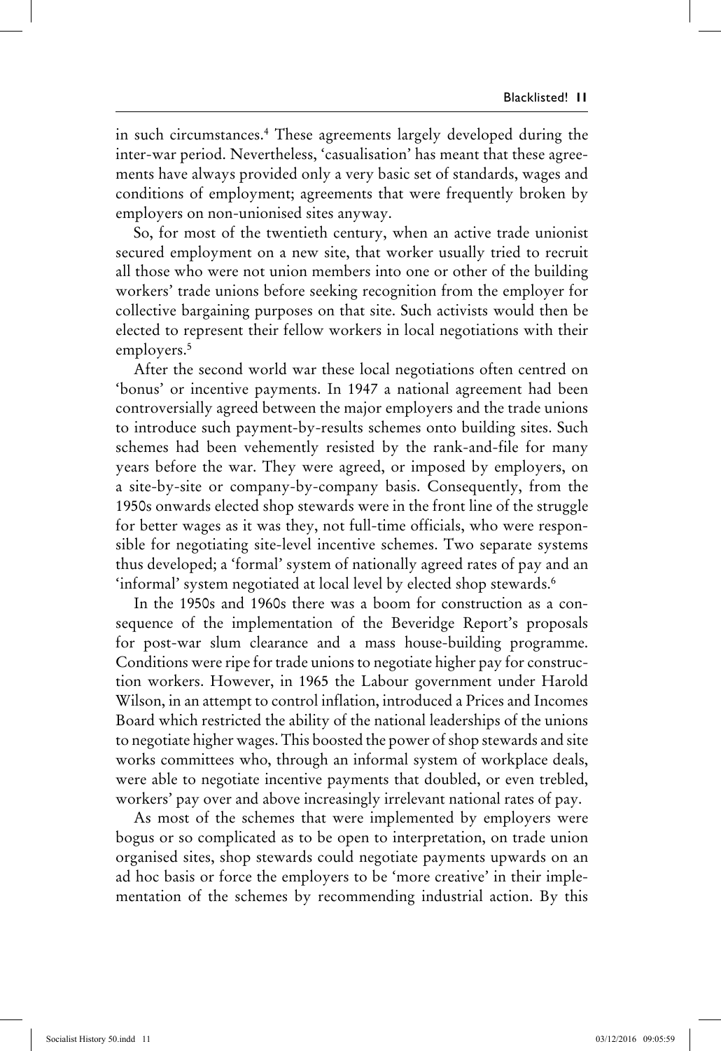in such circumstances.[4] These agreements largely developed during the inter-war period. Nevertheless, 'casualisation' has meant that these agreements have always provided only a very basic set of standards, wages and conditions of employment; agreements that were frequently broken by employers on non-unionised sites anyway.

So, for most of the twentieth century, when an active trade unionist secured employment on a new site, that worker usually tried to recruit all those who were not union members into one or other of the building workers' trade unions before seeking recognition from the employer for collective bargaining purposes on that site. Such activists would then be elected to represent their fellow workers in local negotiations with their employers.[5]

After the second world war these local negotiations often centred on 'bonus' or incentive payments. In 1947 a national agreement had been controversially agreed between the major employers and the trade unions to introduce such payment-by-results schemes onto building sites. Such schemes had been vehemently resisted by the rank-and-file for many years before the war. They were agreed, or imposed by employers, on a site-by-site or company-by-company basis. Consequently, from the 1950s onwards elected shop stewards were in the front line of the struggle for better wages as it was they, not full-time officials, who were responsible for negotiating site-level incentive schemes. Two separate systems thus developed; a 'formal' system of nationally agreed rates of pay and an 'informal' system negotiated at local level by elected shop stewards.[6]

In the 1950s and 1960s there was a boom for construction as a consequence of the implementation of the Beveridge Report's proposals for post-war slum clearance and a mass house-building programme. Conditions were ripe for trade unions to negotiate higher pay for construction workers. However, in 1965 the Labour government under Harold Wilson, in an attempt to control inflation, introduced a Prices and Incomes Board which restricted the ability of the national leaderships of the unions to negotiate higher wages. This boosted the power of shop stewards and site works committees who, through an informal system of workplace deals, were able to negotiate incentive payments that doubled, or even trebled, workers' pay over and above increasingly irrelevant national rates of pay.

As most of the schemes that were implemented by employers were bogus or so complicated as to be open to interpretation, on trade union organised sites, shop stewards could negotiate payments upwards on an ad hoc basis or force the employers to be 'more creative' in their implementation of the schemes by recommending industrial action. By this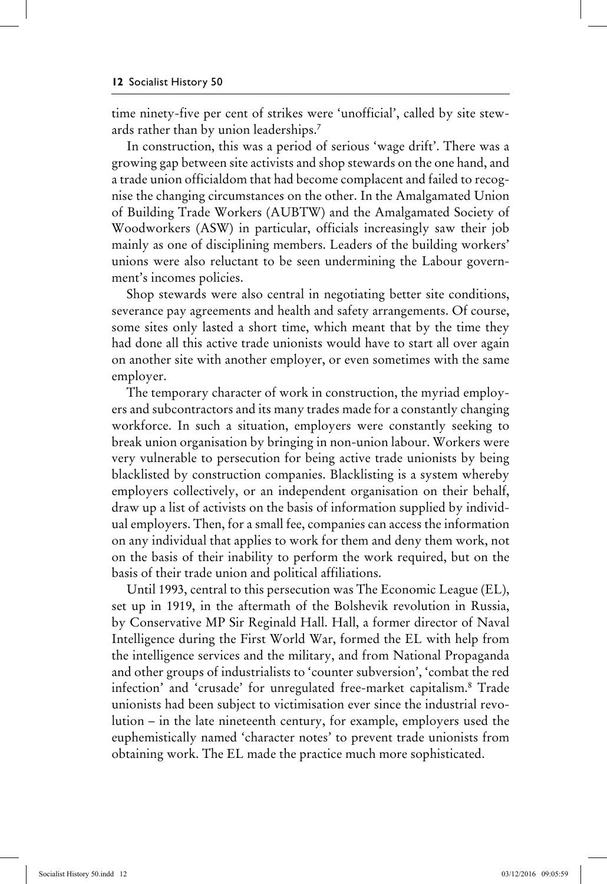time ninety-five per cent of strikes were 'unofficial', called by site stewards rather than by union leaderships.[7]

In construction, this was a period of serious 'wage drift'. There was a growing gap between site activists and shop stewards on the one hand, and a trade union officialdom that had become complacent and failed to recognise the changing circumstances on the other. In the Amalgamated Union of Building Trade Workers (AUBTW) and the Amalgamated Society of Woodworkers (ASW) in particular, officials increasingly saw their job mainly as one of disciplining members. Leaders of the building workers' unions were also reluctant to be seen undermining the Labour government's incomes policies.

Shop stewards were also central in negotiating better site conditions, severance pay agreements and health and safety arrangements. Of course, some sites only lasted a short time, which meant that by the time they had done all this active trade unionists would have to start all over again on another site with another employer, or even sometimes with the same employer.

The temporary character of work in construction, the myriad employers and subcontractors and its many trades made for a constantly changing workforce. In such a situation, employers were constantly seeking to break union organisation by bringing in non-union labour. Workers were very vulnerable to persecution for being active trade unionists by being blacklisted by construction companies. Blacklisting is a system whereby employers collectively, or an independent organisation on their behalf, draw up a list of activists on the basis of information supplied by individual employers. Then, for a small fee, companies can access the information on any individual that applies to work for them and deny them work, not on the basis of their inability to perform the work required, but on the basis of their trade union and political affiliations.

Until 1993, central to this persecution was The Economic League (EL), set up in 1919, in the aftermath of the Bolshevik revolution in Russia, by Conservative MP Sir Reginald Hall. Hall, a former director of Naval Intelligence during the First World War, formed the EL with help from the intelligence services and the military, and from National Propaganda and other groups of industrialists to 'counter subversion', 'combat the red infection' and 'crusade' for unregulated free-market capitalism.[8] Trade unionists had been subject to victimisation ever since the industrial revolution – in the late nineteenth century, for example, employers used the euphemistically named 'character notes' to prevent trade unionists from obtaining work. The EL made the practice much more sophisticated.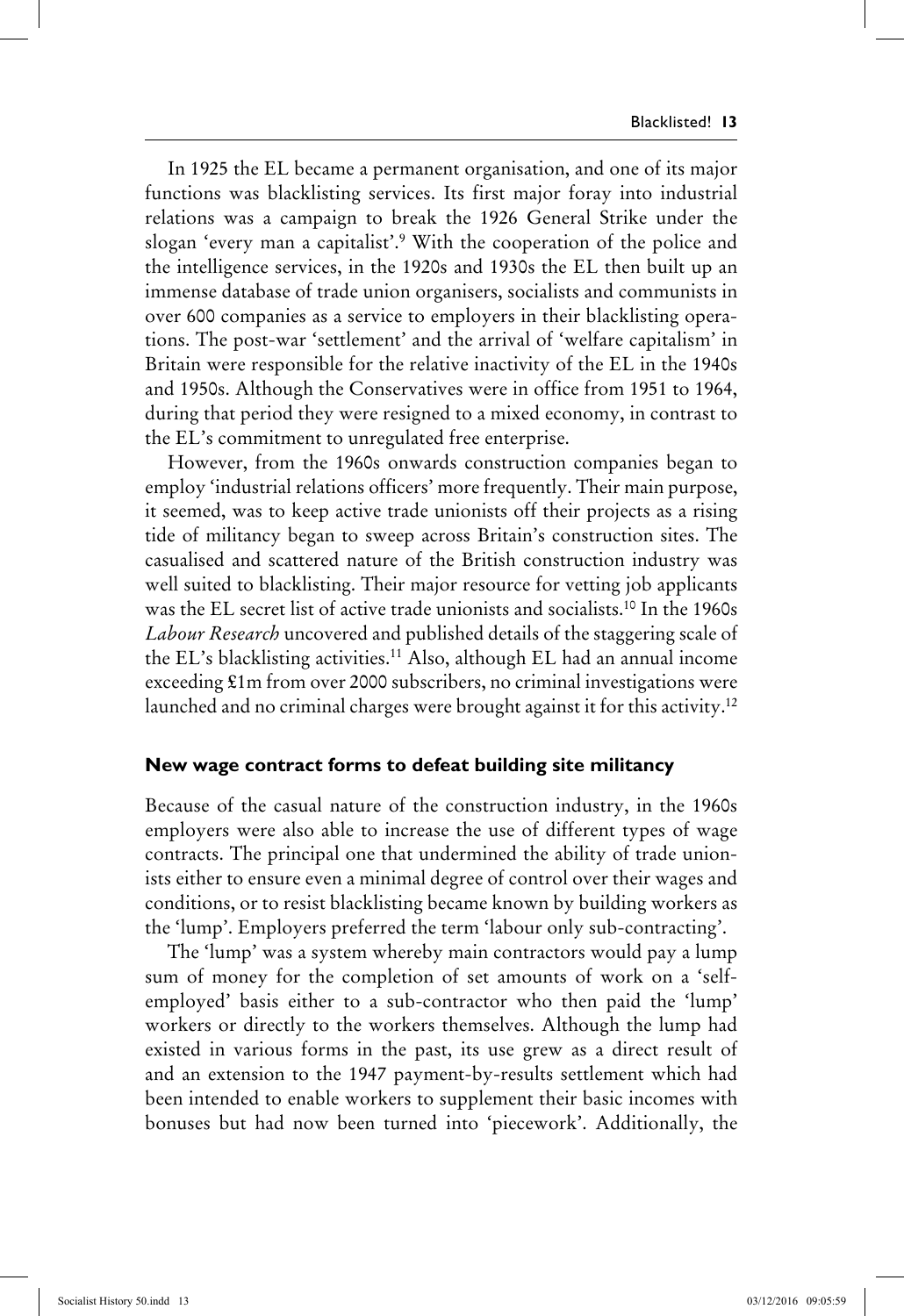In 1925 the EL became a permanent organisation, and one of its major functions was blacklisting services. Its first major foray into industrial relations was a campaign to break the 1926 General Strike under the slogan 'every man a capitalist'.[9] With the cooperation of the police and the intelligence services, in the 1920s and 1930s the EL then built up an immense database of trade union organisers, socialists and communists in over 600 companies as a service to employers in their blacklisting operations. The post-war 'settlement' and the arrival of 'welfare capitalism' in Britain were responsible for the relative inactivity of the EL in the 1940s and 1950s. Although the Conservatives were in office from 1951 to 1964, during that period they were resigned to a mixed economy, in contrast to the EL's commitment to unregulated free enterprise.

However, from the 1960s onwards construction companies began to employ 'industrial relations officers' more frequently. Their main purpose, it seemed, was to keep active trade unionists off their projects as a rising tide of militancy began to sweep across Britain's construction sites. The casualised and scattered nature of the British construction industry was well suited to blacklisting. Their major resource for vetting job applicants was the EL secret list of active trade unionists and socialists.[10] In the 1960s *Labour Research* uncovered and published details of the staggering scale of the EL's blacklisting activities.[11] Also, although EL had an annual income exceeding £1m from over 2000 subscribers, no criminal investigations were launched and no criminal charges were brought against it for this activity.[12]

### New wage contract forms to defeat building site militancy

Because of the casual nature of the construction industry, in the 1960s employers were also able to increase the use of different types of wage contracts. The principal one that undermined the ability of trade unionists either to ensure even a minimal degree of control over their wages and conditions, or to resist blacklisting became known by building workers as the 'lump'. Employers preferred the term 'labour only sub-contracting'.

The 'lump' was a system whereby main contractors would pay a lump sum of money for the completion of set amounts of work on a 'self-employed' basis either to a sub-contractor who then paid the 'lump' workers or directly to the workers themselves. Although the lump had existed in various forms in the past, its use grew as a direct result of and an extension to the 1947 payment-by-results settlement which had been intended to enable workers to supplement their basic incomes with bonuses but had now been turned into 'piecework'. Additionally, the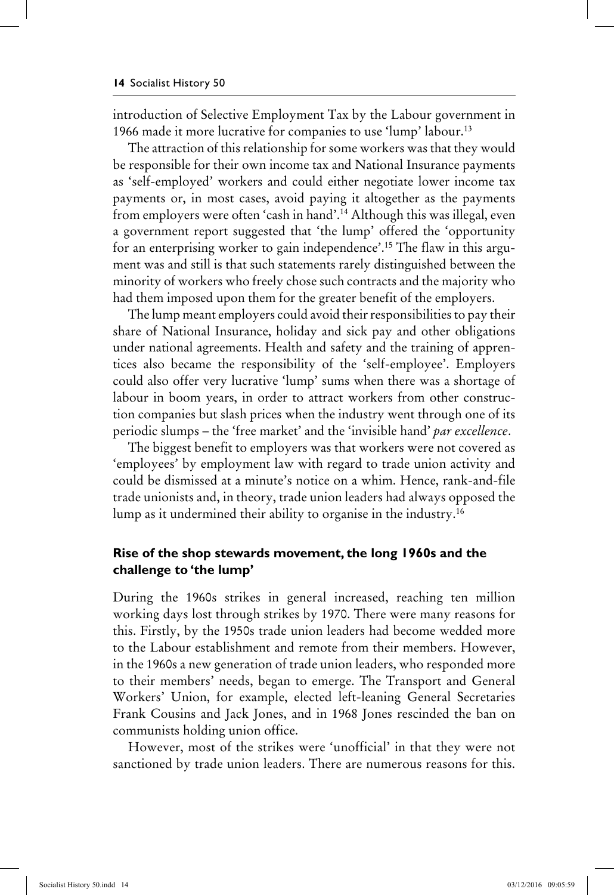introduction of Selective Employment Tax by the Labour government in 1966 made it more lucrative for companies to use 'lump' labour.[13]

The attraction of this relationship for some workers was that they would be responsible for their own income tax and National Insurance payments as 'self-employed' workers and could either negotiate lower income tax payments or, in most cases, avoid paying it altogether as the payments from employers were often 'cash in hand'.[14] Although this was illegal, even a government report suggested that 'the lump' offered the 'opportunity for an enterprising worker to gain independence'.[15] The flaw in this argument was and still is that such statements rarely distinguished between the minority of workers who freely chose such contracts and the majority who had them imposed upon them for the greater benefit of the employers.

The lump meant employers could avoid their responsibilities to pay their share of National Insurance, holiday and sick pay and other obligations under national agreements. Health and safety and the training of apprentices also became the responsibility of the 'self-employee'. Employers could also offer very lucrative 'lump' sums when there was a shortage of labour in boom years, in order to attract workers from other construction companies but slash prices when the industry went through one of its periodic slumps – the 'free market' and the 'invisible hand' *par excellence*.

The biggest benefit to employers was that workers were not covered as 'employees' by employment law with regard to trade union activity and could be dismissed at a minute's notice on a whim. Hence, rank-and-file trade unionists and, in theory, trade union leaders had always opposed the lump as it undermined their ability to organise in the industry.[16]

## Rise of the shop stewards movement, the long 1960s and the challenge to 'the lump'

During the 1960s strikes in general increased, reaching ten million working days lost through strikes by 1970. There were many reasons for this. Firstly, by the 1950s trade union leaders had become wedded more to the Labour establishment and remote from their members. However, in the 1960s a new generation of trade union leaders, who responded more to their members' needs, began to emerge. The Transport and General Workers' Union, for example, elected left-leaning General Secretaries Frank Cousins and Jack Jones, and in 1968 Jones rescinded the ban on communists holding union office.

However, most of the strikes were 'unofficial' in that they were not sanctioned by trade union leaders. There are numerous reasons for this.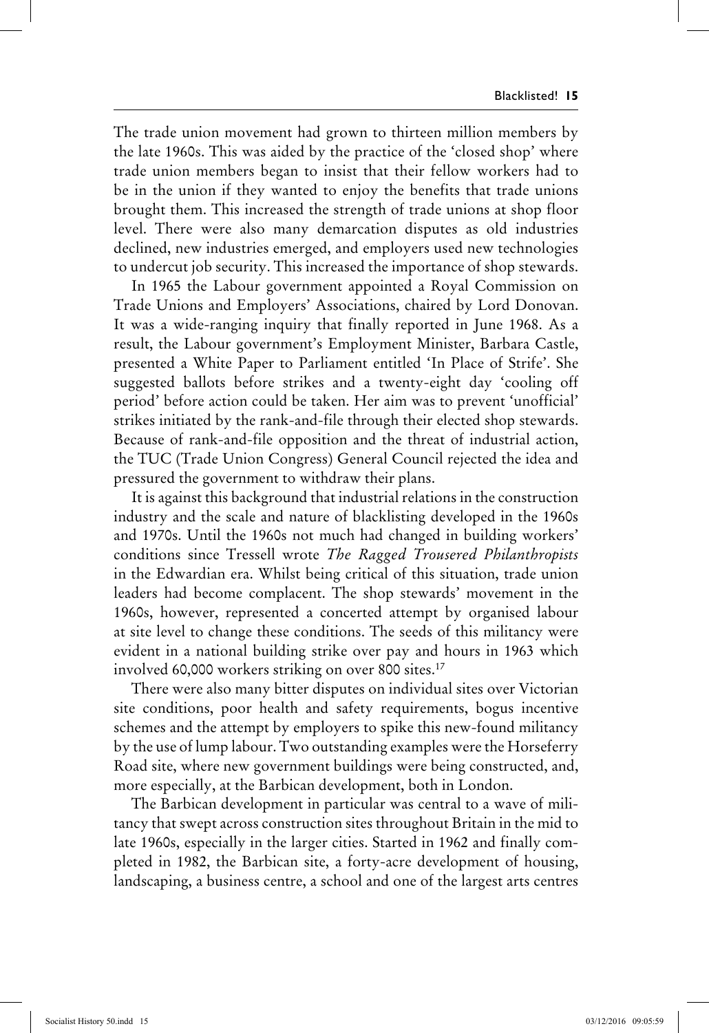The trade union movement had grown to thirteen million members by the late 1960s. This was aided by the practice of the 'closed shop' where trade union members began to insist that their fellow workers had to be in the union if they wanted to enjoy the benefits that trade unions brought them. This increased the strength of trade unions at shop floor level. There were also many demarcation disputes as old industries declined, new industries emerged, and employers used new technologies to undercut job security. This increased the importance of shop stewards.

In 1965 the Labour government appointed a Royal Commission on Trade Unions and Employers' Associations, chaired by Lord Donovan. It was a wide-ranging inquiry that finally reported in June 1968. As a result, the Labour government's Employment Minister, Barbara Castle, presented a White Paper to Parliament entitled 'In Place of Strife'. She suggested ballots before strikes and a twenty-eight day 'cooling off period' before action could be taken. Her aim was to prevent 'unofficial' strikes initiated by the rank-and-file through their elected shop stewards. Because of rank-and-file opposition and the threat of industrial action, the TUC (Trade Union Congress) General Council rejected the idea and pressured the government to withdraw their plans.

It is against this background that industrial relations in the construction industry and the scale and nature of blacklisting developed in the 1960s and 1970s. Until the 1960s not much had changed in building workers' conditions since Tressell wrote *The Ragged Trousered Philanthropists* in the Edwardian era. Whilst being critical of this situation, trade union leaders had become complacent. The shop stewards' movement in the 1960s, however, represented a concerted attempt by organised labour at site level to change these conditions. The seeds of this militancy were evident in a national building strike over pay and hours in 1963 which involved 60,000 workers striking on over 800 sites.[17]

There were also many bitter disputes on individual sites over Victorian site conditions, poor health and safety requirements, bogus incentive schemes and the attempt by employers to spike this new-found militancy by the use of lump labour. Two outstanding examples were the Horseferry Road site, where new government buildings were being constructed, and, more especially, at the Barbican development, both in London.

The Barbican development in particular was central to a wave of militancy that swept across construction sites throughout Britain in the mid to late 1960s, especially in the larger cities. Started in 1962 and finally completed in 1982, the Barbican site, a forty-acre development of housing, landscaping, a business centre, a school and one of the largest arts centres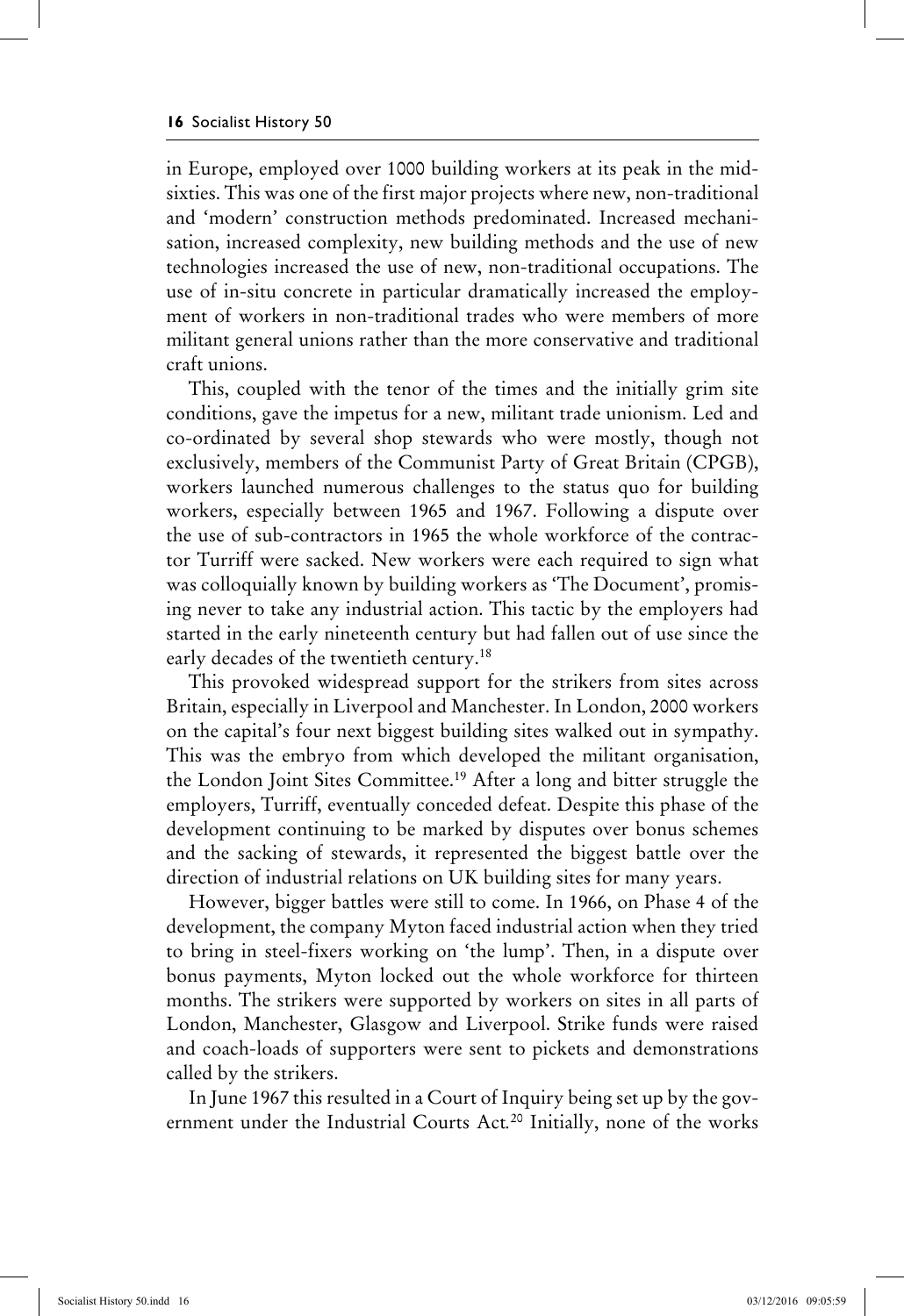in Europe, employed over 1000 building workers at its peak in the mid-sixties. This was one of the first major projects where new, non-traditional and 'modern' construction methods predominated. Increased mechanisation, increased complexity, new building methods and the use of new technologies increased the use of new, non-traditional occupations. The use of in-situ concrete in particular dramatically increased the employment of workers in non-traditional trades who were members of more militant general unions rather than the more conservative and traditional craft unions.

This, coupled with the tenor of the times and the initially grim site conditions, gave the impetus for a new, militant trade unionism. Led and co-ordinated by several shop stewards who were mostly, though not exclusively, members of the Communist Party of Great Britain (CPGB), workers launched numerous challenges to the status quo for building workers, especially between 1965 and 1967. Following a dispute over the use of sub-contractors in 1965 the whole workforce of the contractor Turriff were sacked. New workers were each required to sign what was colloquially known by building workers as 'The Document', promising never to take any industrial action. This tactic by the employers had started in the early nineteenth century but had fallen out of use since the early decades of the twentieth century.[18]

This provoked widespread support for the strikers from sites across Britain, especially in Liverpool and Manchester. In London, 2000 workers on the capital's four next biggest building sites walked out in sympathy. This was the embryo from which developed the militant organisation, the London Joint Sites Committee.[19] After a long and bitter struggle the employers, Turriff, eventually conceded defeat. Despite this phase of the development continuing to be marked by disputes over bonus schemes and the sacking of stewards, it represented the biggest battle over the direction of industrial relations on UK building sites for many years.

However, bigger battles were still to come. In 1966, on Phase 4 of the development, the company Myton faced industrial action when they tried to bring in steel-fixers working on 'the lump'. Then, in a dispute over bonus payments, Myton locked out the whole workforce for thirteen months. The strikers were supported by workers on sites in all parts of London, Manchester, Glasgow and Liverpool. Strike funds were raised and coach-loads of supporters were sent to pickets and demonstrations called by the strikers.

In June 1967 this resulted in a Court of Inquiry being set up by the government under the Industrial Courts Act.[20] Initially, none of the works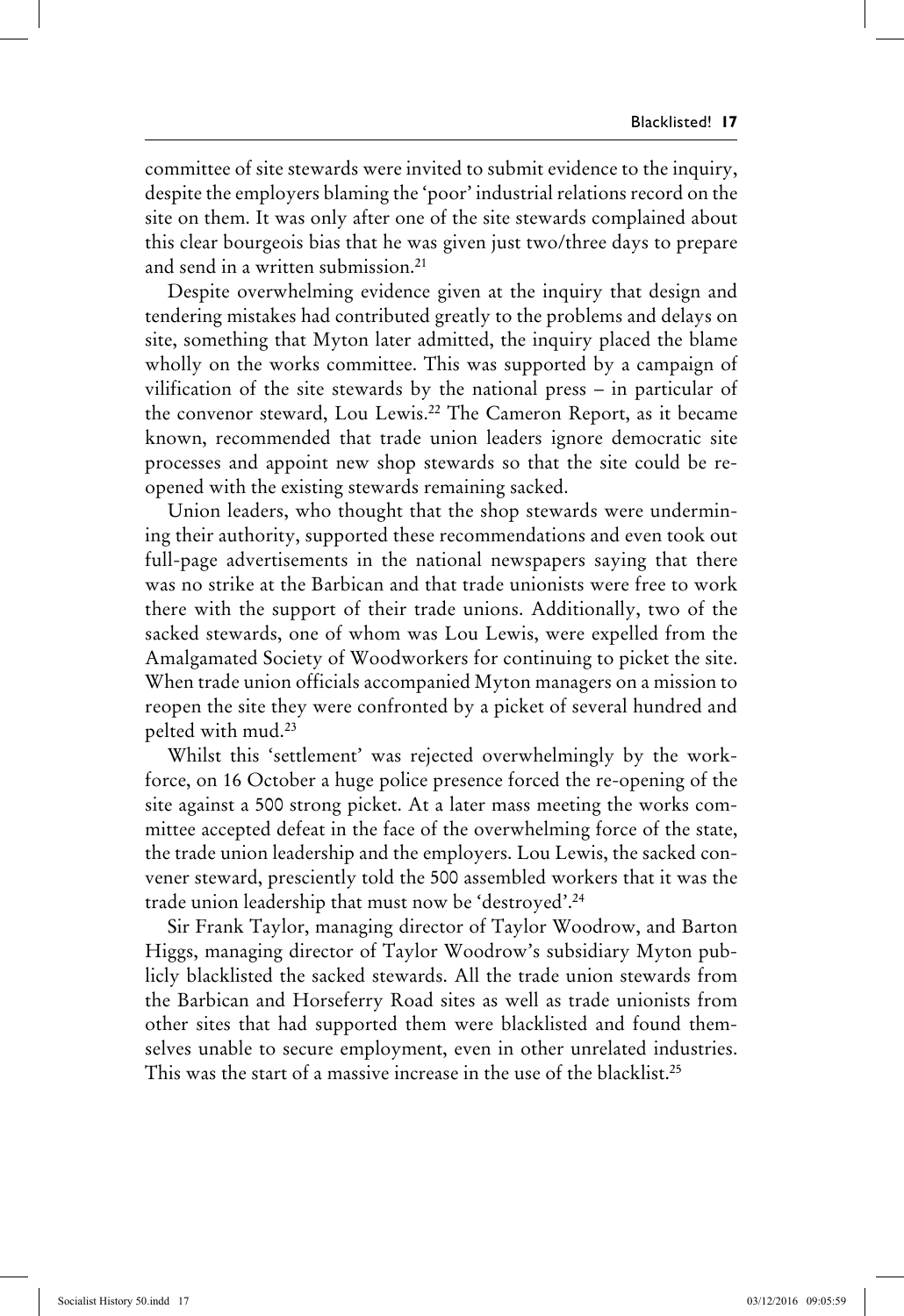committee of site stewards were invited to submit evidence to the inquiry, despite the employers blaming the 'poor' industrial relations record on the site on them. It was only after one of the site stewards complained about this clear bourgeois bias that he was given just two/three days to prepare and send in a written submission.[21]

Despite overwhelming evidence given at the inquiry that design and tendering mistakes had contributed greatly to the problems and delays on site, something that Myton later admitted, the inquiry placed the blame wholly on the works committee. This was supported by a campaign of vilification of the site stewards by the national press – in particular of the convenor steward, Lou Lewis.[22] The Cameron Report, as it became known, recommended that trade union leaders ignore democratic site processes and appoint new shop stewards so that the site could be re-opened with the existing stewards remaining sacked.

Union leaders, who thought that the shop stewards were undermining their authority, supported these recommendations and even took out full-page advertisements in the national newspapers saying that there was no strike at the Barbican and that trade unionists were free to work there with the support of their trade unions. Additionally, two of the sacked stewards, one of whom was Lou Lewis, were expelled from the Amalgamated Society of Woodworkers for continuing to picket the site. When trade union officials accompanied Myton managers on a mission to reopen the site they were confronted by a picket of several hundred and pelted with mud.[23]

Whilst this 'settlement' was rejected overwhelmingly by the workforce, on 16 October a huge police presence forced the re-opening of the site against a 500 strong picket. At a later mass meeting the works committee accepted defeat in the face of the overwhelming force of the state, the trade union leadership and the employers. Lou Lewis, the sacked convener steward, presciently told the 500 assembled workers that it was the trade union leadership that must now be 'destroyed'.[24]

Sir Frank Taylor, managing director of Taylor Woodrow, and Barton Higgs, managing director of Taylor Woodrow's subsidiary Myton publicly blacklisted the sacked stewards. All the trade union stewards from the Barbican and Horseferry Road sites as well as trade unionists from other sites that had supported them were blacklisted and found themselves unable to secure employment, even in other unrelated industries. This was the start of a massive increase in the use of the blacklist.[25]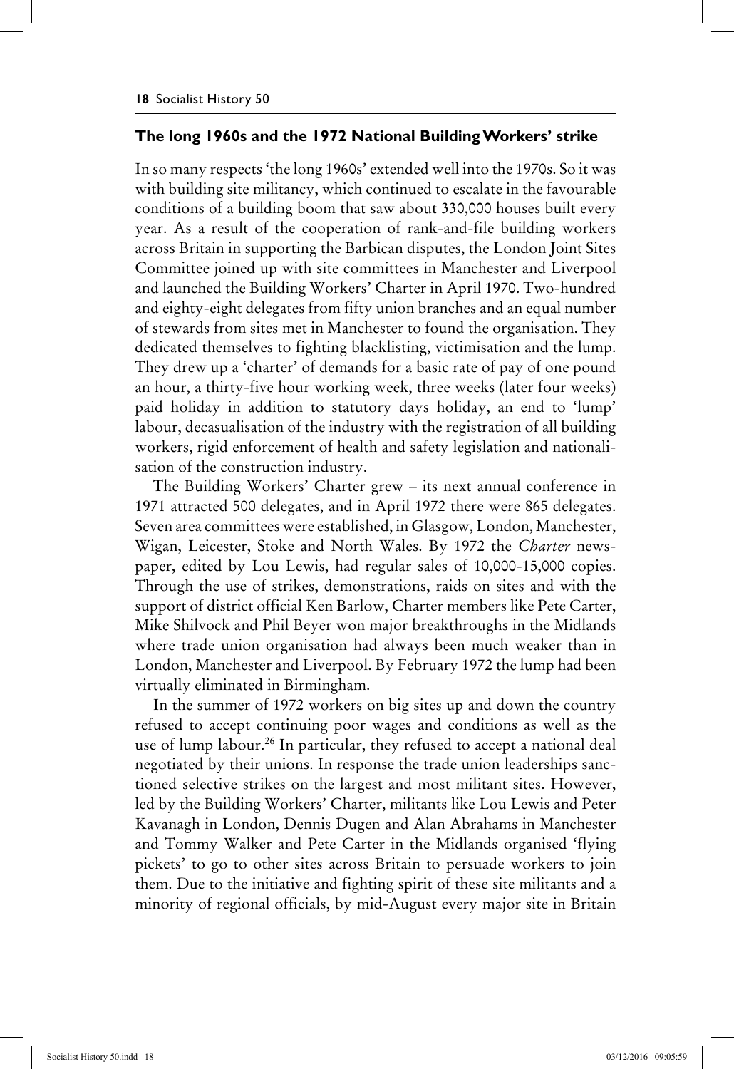## The long 1960s and the 1972 National Building Workers' strike

In so many respects 'the long 1960s' extended well into the 1970s. So it was with building site militancy, which continued to escalate in the favourable conditions of a building boom that saw about 330,000 houses built every year. As a result of the cooperation of rank-and-file building workers across Britain in supporting the Barbican disputes, the London Joint Sites Committee joined up with site committees in Manchester and Liverpool and launched the Building Workers' Charter in April 1970. Two-hundred and eighty-eight delegates from fifty union branches and an equal number of stewards from sites met in Manchester to found the organisation. They dedicated themselves to fighting blacklisting, victimisation and the lump. They drew up a 'charter' of demands for a basic rate of pay of one pound an hour, a thirty-five hour working week, three weeks (later four weeks) paid holiday in addition to statutory days holiday, an end to 'lump' labour, decasualisation of the industry with the registration of all building workers, rigid enforcement of health and safety legislation and nationalisation of the construction industry.

The Building Workers' Charter grew – its next annual conference in 1971 attracted 500 delegates, and in April 1972 there were 865 delegates. Seven area committees were established, in Glasgow, London, Manchester, Wigan, Leicester, Stoke and North Wales. By 1972 the *Charter* newspaper, edited by Lou Lewis, had regular sales of 10,000-15,000 copies. Through the use of strikes, demonstrations, raids on sites and with the support of district official Ken Barlow, Charter members like Pete Carter, Mike Shilvock and Phil Beyer won major breakthroughs in the Midlands where trade union organisation had always been much weaker than in London, Manchester and Liverpool. By February 1972 the lump had been virtually eliminated in Birmingham.

In the summer of 1972 workers on big sites up and down the country refused to accept continuing poor wages and conditions as well as the use of lump labour.[26] In particular, they refused to accept a national deal negotiated by their unions. In response the trade union leaderships sanctioned selective strikes on the largest and most militant sites. However, led by the Building Workers' Charter, militants like Lou Lewis and Peter Kavanagh in London, Dennis Dugen and Alan Abrahams in Manchester and Tommy Walker and Pete Carter in the Midlands organised 'flying pickets' to go to other sites across Britain to persuade workers to join them. Due to the initiative and fighting spirit of these site militants and a minority of regional officials, by mid-August every major site in Britain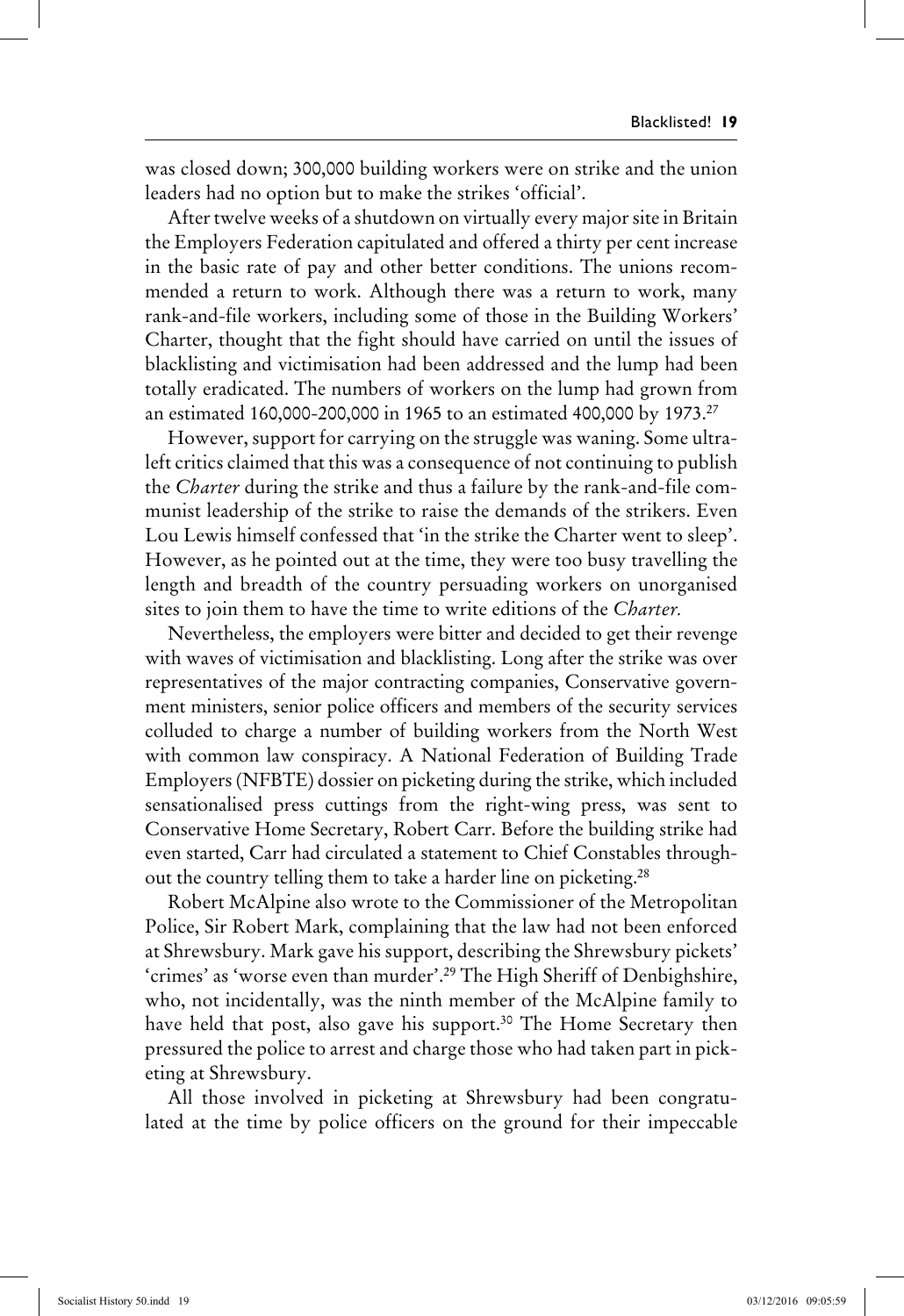was closed down; 300,000 building workers were on strike and the union leaders had no option but to make the strikes 'official'.

After twelve weeks of a shutdown on virtually every major site in Britain the Employers Federation capitulated and offered a thirty per cent increase in the basic rate of pay and other better conditions. The unions recommended a return to work. Although there was a return to work, many rank-and-file workers, including some of those in the Building Workers' Charter, thought that the fight should have carried on until the issues of blacklisting and victimisation had been addressed and the lump had been totally eradicated. The numbers of workers on the lump had grown from an estimated 160,000-200,000 in 1965 to an estimated 400,000 by 1973.[27]

However, support for carrying on the struggle was waning. Some ultra-left critics claimed that this was a consequence of not continuing to publish the *Charter* during the strike and thus a failure by the rank-and-file communist leadership of the strike to raise the demands of the strikers. Even Lou Lewis himself confessed that 'in the strike the Charter went to sleep'. However, as he pointed out at the time, they were too busy travelling the length and breadth of the country persuading workers on unorganised sites to join them to have the time to write editions of the *Charter.*

Nevertheless, the employers were bitter and decided to get their revenge with waves of victimisation and blacklisting. Long after the strike was over representatives of the major contracting companies, Conservative government ministers, senior police officers and members of the security services colluded to charge a number of building workers from the North West with common law conspiracy. A National Federation of Building Trade Employers (NFBTE) dossier on picketing during the strike, which included sensationalised press cuttings from the right-wing press, was sent to Conservative Home Secretary, Robert Carr. Before the building strike had even started, Carr had circulated a statement to Chief Constables throughout the country telling them to take a harder line on picketing.[28]

Robert McAlpine also wrote to the Commissioner of the Metropolitan Police, Sir Robert Mark, complaining that the law had not been enforced at Shrewsbury. Mark gave his support, describing the Shrewsbury pickets' 'crimes' as 'worse even than murder'.[29] The High Sheriff of Denbighshire, who, not incidentally, was the ninth member of the McAlpine family to have held that post, also gave his support.[30] The Home Secretary then pressured the police to arrest and charge those who had taken part in picketing at Shrewsbury.

All those involved in picketing at Shrewsbury had been congratulated at the time by police officers on the ground for their impeccable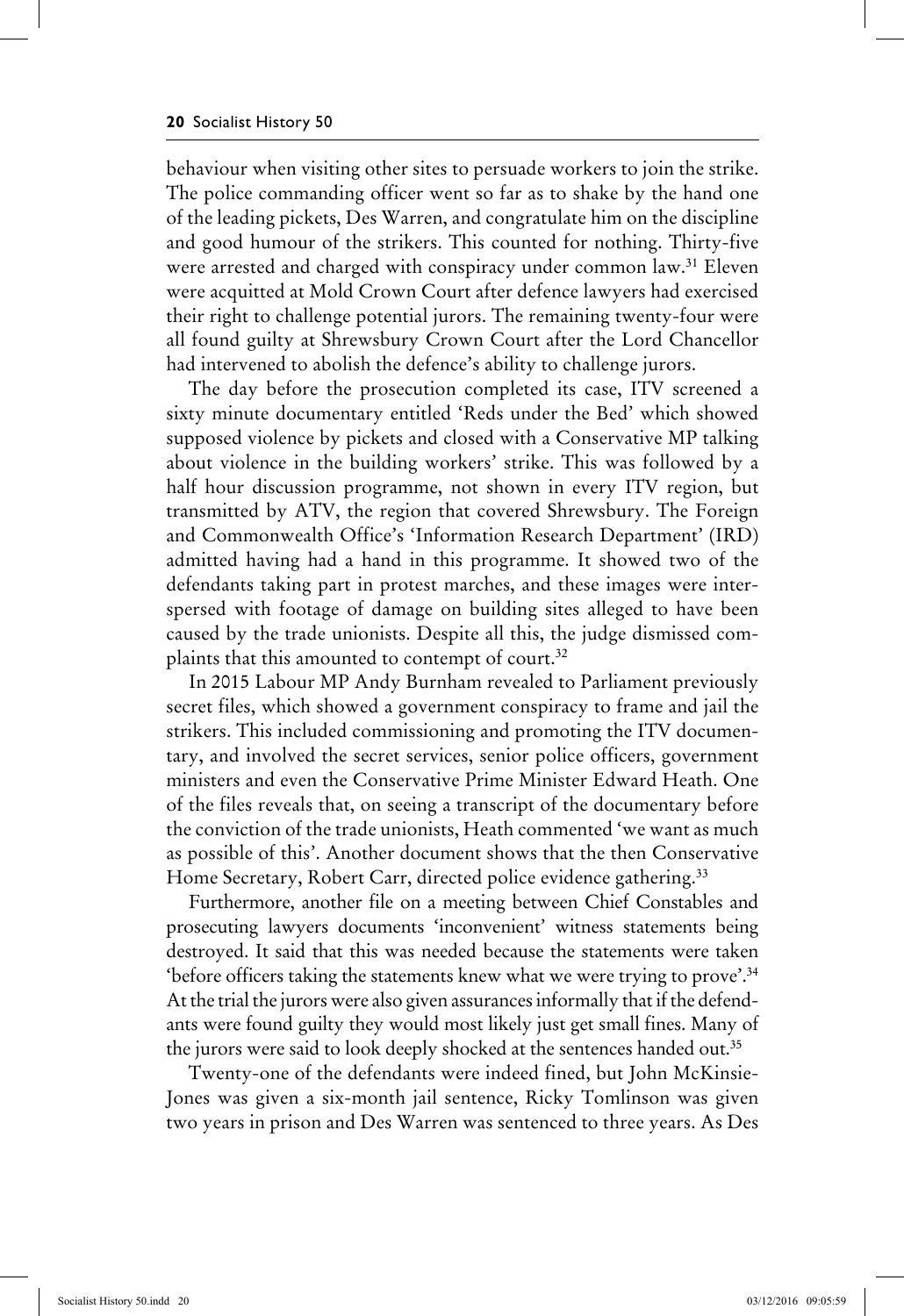behaviour when visiting other sites to persuade workers to join the strike. The police commanding officer went so far as to shake by the hand one of the leading pickets, Des Warren, and congratulate him on the discipline and good humour of the strikers. This counted for nothing. Thirty-five were arrested and charged with conspiracy under common law.[31] Eleven were acquitted at Mold Crown Court after defence lawyers had exercised their right to challenge potential jurors. The remaining twenty-four were all found guilty at Shrewsbury Crown Court after the Lord Chancellor had intervened to abolish the defence's ability to challenge jurors.

The day before the prosecution completed its case, ITV screened a sixty minute documentary entitled 'Reds under the Bed' which showed supposed violence by pickets and closed with a Conservative MP talking about violence in the building workers' strike. This was followed by a half hour discussion programme, not shown in every ITV region, but transmitted by ATV, the region that covered Shrewsbury. The Foreign and Commonwealth Office's 'Information Research Department' (IRD) admitted having had a hand in this programme. It showed two of the defendants taking part in protest marches, and these images were interspersed with footage of damage on building sites alleged to have been caused by the trade unionists. Despite all this, the judge dismissed complaints that this amounted to contempt of court.[32]

In 2015 Labour MP Andy Burnham revealed to Parliament previously secret files, which showed a government conspiracy to frame and jail the strikers. This included commissioning and promoting the ITV documentary, and involved the secret services, senior police officers, government ministers and even the Conservative Prime Minister Edward Heath. One of the files reveals that, on seeing a transcript of the documentary before the conviction of the trade unionists, Heath commented 'we want as much as possible of this'. Another document shows that the then Conservative Home Secretary, Robert Carr, directed police evidence gathering.[33]

Furthermore, another file on a meeting between Chief Constables and prosecuting lawyers documents 'inconvenient' witness statements being destroyed. It said that this was needed because the statements were taken 'before officers taking the statements knew what we were trying to prove'.[34] At the trial the jurors were also given assurances informally that if the defendants were found guilty they would most likely just get small fines. Many of the jurors were said to look deeply shocked at the sentences handed out.[35]

Twenty-one of the defendants were indeed fined, but John McKinsie-Jones was given a six-month jail sentence, Ricky Tomlinson was given two years in prison and Des Warren was sentenced to three years. As Des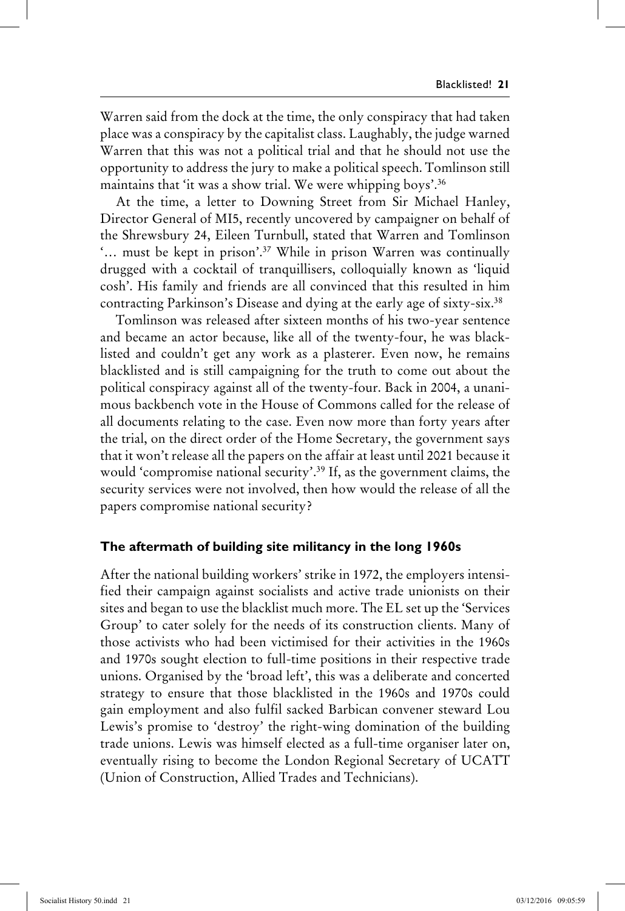Warren said from the dock at the time, the only conspiracy that had taken place was a conspiracy by the capitalist class. Laughably, the judge warned Warren that this was not a political trial and that he should not use the opportunity to address the jury to make a political speech. Tomlinson still maintains that 'it was a show trial. We were whipping boys'.[36]

At the time, a letter to Downing Street from Sir Michael Hanley, Director General of MI5, recently uncovered by campaigner on behalf of the Shrewsbury 24, Eileen Turnbull, stated that Warren and Tomlinson '… must be kept in prison'.[37] While in prison Warren was continually drugged with a cocktail of tranquillisers, colloquially known as 'liquid cosh'. His family and friends are all convinced that this resulted in him contracting Parkinson's Disease and dying at the early age of sixty-six.[38]

Tomlinson was released after sixteen months of his two-year sentence and became an actor because, like all of the twenty-four, he was blacklisted and couldn't get any work as a plasterer. Even now, he remains blacklisted and is still campaigning for the truth to come out about the political conspiracy against all of the twenty-four. Back in 2004, a unanimous backbench vote in the House of Commons called for the release of all documents relating to the case. Even now more than forty years after the trial, on the direct order of the Home Secretary, the government says that it won't release all the papers on the affair at least until 2021 because it would 'compromise national security'.[39] If, as the government claims, the security services were not involved, then how would the release of all the papers compromise national security?

### The aftermath of building site militancy in the long 1960s

After the national building workers' strike in 1972, the employers intensified their campaign against socialists and active trade unionists on their sites and began to use the blacklist much more. The EL set up the 'Services Group' to cater solely for the needs of its construction clients. Many of those activists who had been victimised for their activities in the 1960s and 1970s sought election to full-time positions in their respective trade unions. Organised by the 'broad left', this was a deliberate and concerted strategy to ensure that those blacklisted in the 1960s and 1970s could gain employment and also fulfil sacked Barbican convener steward Lou Lewis's promise to 'destroy' the right-wing domination of the building trade unions. Lewis was himself elected as a full-time organiser later on, eventually rising to become the London Regional Secretary of UCATT (Union of Construction, Allied Trades and Technicians).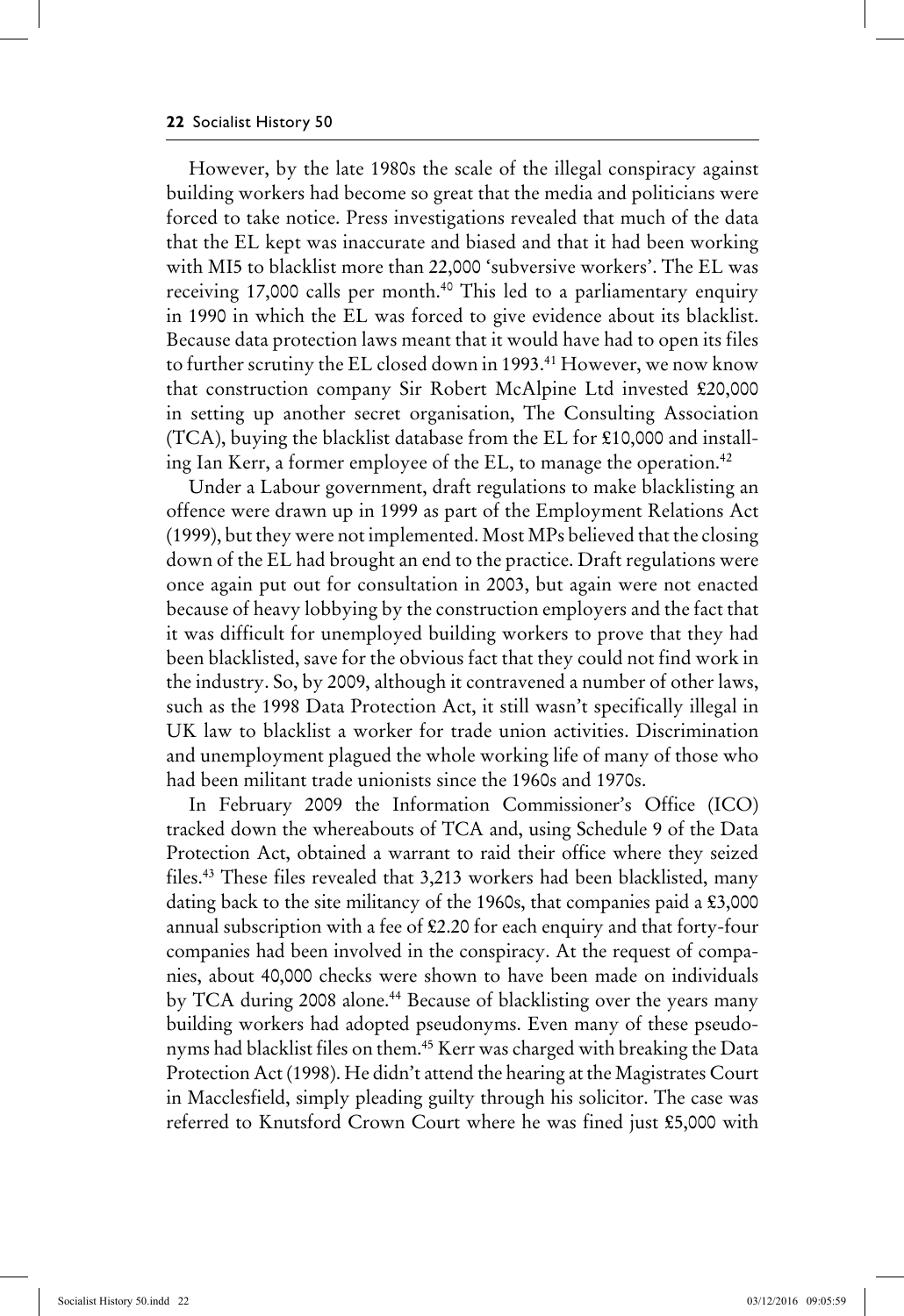However, by the late 1980s the scale of the illegal conspiracy against building workers had become so great that the media and politicians were forced to take notice. Press investigations revealed that much of the data that the EL kept was inaccurate and biased and that it had been working with MI5 to blacklist more than 22,000 'subversive workers'. The EL was receiving 17,000 calls per month.[40] This led to a parliamentary enquiry in 1990 in which the EL was forced to give evidence about its blacklist. Because data protection laws meant that it would have had to open its files to further scrutiny the EL closed down in 1993.[41] However, we now know that construction company Sir Robert McAlpine Ltd invested £20,000 in setting up another secret organisation, The Consulting Association (TCA), buying the blacklist database from the EL for £10,000 and installing Ian Kerr, a former employee of the EL, to manage the operation.[42]

Under a Labour government, draft regulations to make blacklisting an offence were drawn up in 1999 as part of the Employment Relations Act (1999), but they were not implemented. Most MPs believed that the closing down of the EL had brought an end to the practice. Draft regulations were once again put out for consultation in 2003, but again were not enacted because of heavy lobbying by the construction employers and the fact that it was difficult for unemployed building workers to prove that they had been blacklisted, save for the obvious fact that they could not find work in the industry. So, by 2009, although it contravened a number of other laws, such as the 1998 Data Protection Act, it still wasn't specifically illegal in UK law to blacklist a worker for trade union activities. Discrimination and unemployment plagued the whole working life of many of those who had been militant trade unionists since the 1960s and 1970s.

In February 2009 the Information Commissioner's Office (ICO) tracked down the whereabouts of TCA and, using Schedule 9 of the Data Protection Act, obtained a warrant to raid their office where they seized files.[43] These files revealed that 3,213 workers had been blacklisted, many dating back to the site militancy of the 1960s, that companies paid a £3,000 annual subscription with a fee of £2.20 for each enquiry and that forty-four companies had been involved in the conspiracy. At the request of companies, about 40,000 checks were shown to have been made on individuals by TCA during 2008 alone.[44] Because of blacklisting over the years many building workers had adopted pseudonyms. Even many of these pseudonyms had blacklist files on them.[45] Kerr was charged with breaking the Data Protection Act (1998). He didn't attend the hearing at the Magistrates Court in Macclesfield, simply pleading guilty through his solicitor. The case was referred to Knutsford Crown Court where he was fined just £5,000 with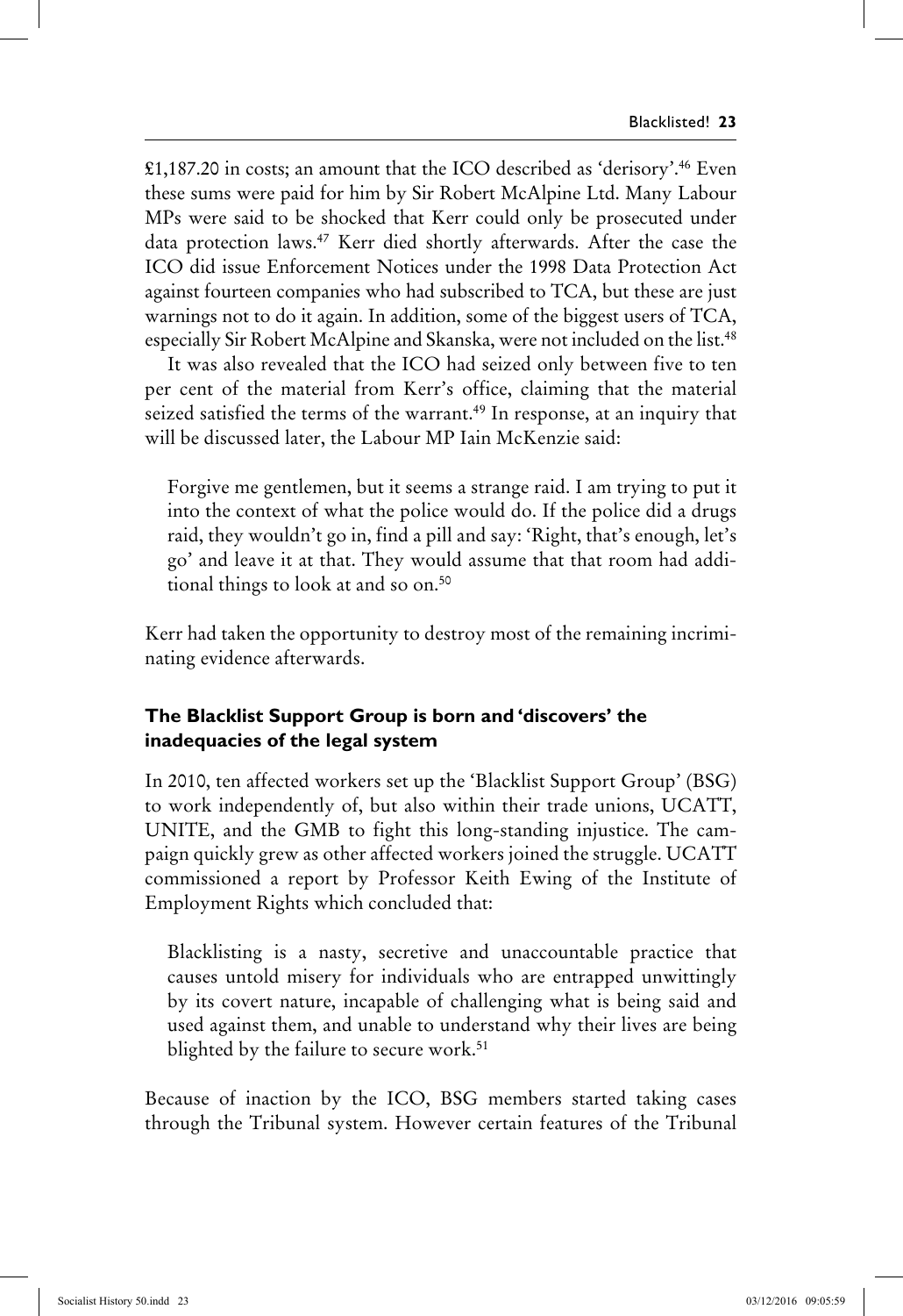£1,187.20 in costs; an amount that the ICO described as 'derisory'.[46] Even these sums were paid for him by Sir Robert McAlpine Ltd. Many Labour MPs were said to be shocked that Kerr could only be prosecuted under data protection laws.[47] Kerr died shortly afterwards. After the case the ICO did issue Enforcement Notices under the 1998 Data Protection Act against fourteen companies who had subscribed to TCA, but these are just warnings not to do it again. In addition, some of the biggest users of TCA, especially Sir Robert McAlpine and Skanska, were not included on the list.[48]

It was also revealed that the ICO had seized only between five to ten per cent of the material from Kerr's office, claiming that the material seized satisfied the terms of the warrant.[49] In response, at an inquiry that will be discussed later, the Labour MP Iain McKenzie said:

> Forgive me gentlemen, but it seems a strange raid. I am trying to put it into the context of what the police would do. If the police did a drugs raid, they wouldn't go in, find a pill and say: 'Right, that's enough, let's go' and leave it at that. They would assume that that room had additional things to look at and so on.[50]

Kerr had taken the opportunity to destroy most of the remaining incriminating evidence afterwards.

### The Blacklist Support Group is born and 'discovers' the inadequacies of the legal system

In 2010, ten affected workers set up the 'Blacklist Support Group' (BSG) to work independently of, but also within their trade unions, UCATT, UNITE, and the GMB to fight this long-standing injustice. The campaign quickly grew as other affected workers joined the struggle. UCATT commissioned a report by Professor Keith Ewing of the Institute of Employment Rights which concluded that:

> Blacklisting is a nasty, secretive and unaccountable practice that causes untold misery for individuals who are entrapped unwittingly by its covert nature, incapable of challenging what is being said and used against them, and unable to understand why their lives are being blighted by the failure to secure work.[51]

Because of inaction by the ICO, BSG members started taking cases through the Tribunal system. However certain features of the Tribunal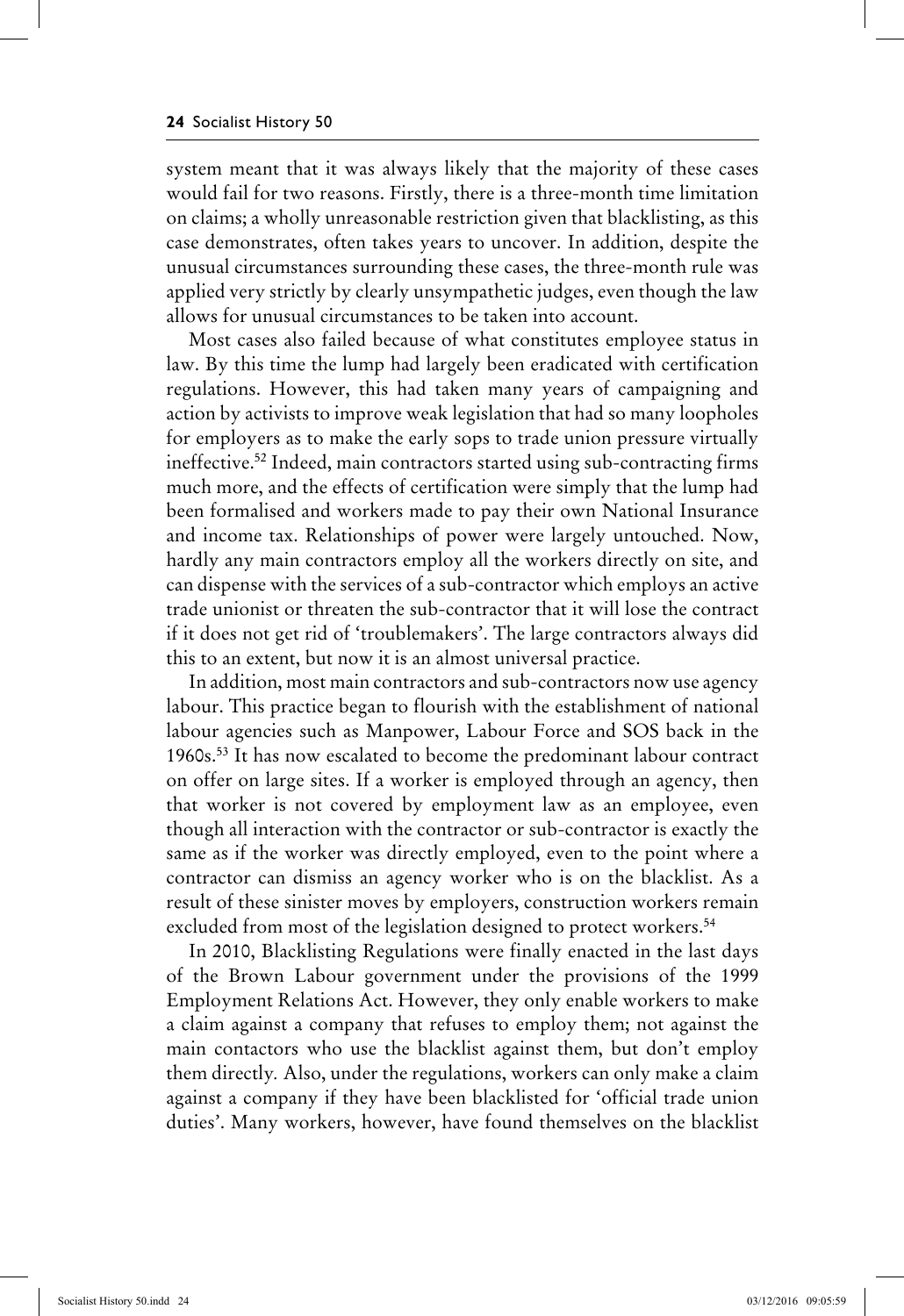system meant that it was always likely that the majority of these cases would fail for two reasons. Firstly, there is a three-month time limitation on claims; a wholly unreasonable restriction given that blacklisting, as this case demonstrates, often takes years to uncover. In addition, despite the unusual circumstances surrounding these cases, the three-month rule was applied very strictly by clearly unsympathetic judges, even though the law allows for unusual circumstances to be taken into account.

Most cases also failed because of what constitutes employee status in law. By this time the lump had largely been eradicated with certification regulations. However, this had taken many years of campaigning and action by activists to improve weak legislation that had so many loopholes for employers as to make the early sops to trade union pressure virtually ineffective.[52] Indeed, main contractors started using sub-contracting firms much more, and the effects of certification were simply that the lump had been formalised and workers made to pay their own National Insurance and income tax. Relationships of power were largely untouched. Now, hardly any main contractors employ all the workers directly on site, and can dispense with the services of a sub-contractor which employs an active trade unionist or threaten the sub-contractor that it will lose the contract if it does not get rid of 'troublemakers'. The large contractors always did this to an extent, but now it is an almost universal practice.

In addition, most main contractors and sub-contractors now use agency labour. This practice began to flourish with the establishment of national labour agencies such as Manpower, Labour Force and SOS back in the 1960s.[53] It has now escalated to become the predominant labour contract on offer on large sites. If a worker is employed through an agency, then that worker is not covered by employment law as an employee, even though all interaction with the contractor or sub-contractor is exactly the same as if the worker was directly employed, even to the point where a contractor can dismiss an agency worker who is on the blacklist. As a result of these sinister moves by employers, construction workers remain excluded from most of the legislation designed to protect workers.[54]

In 2010, Blacklisting Regulations were finally enacted in the last days of the Brown Labour government under the provisions of the 1999 Employment Relations Act. However, they only enable workers to make a claim against a company that refuses to employ them; not against the main contactors who use the blacklist against them, but don't employ them directly. Also, under the regulations, workers can only make a claim against a company if they have been blacklisted for 'official trade union duties'. Many workers, however, have found themselves on the blacklist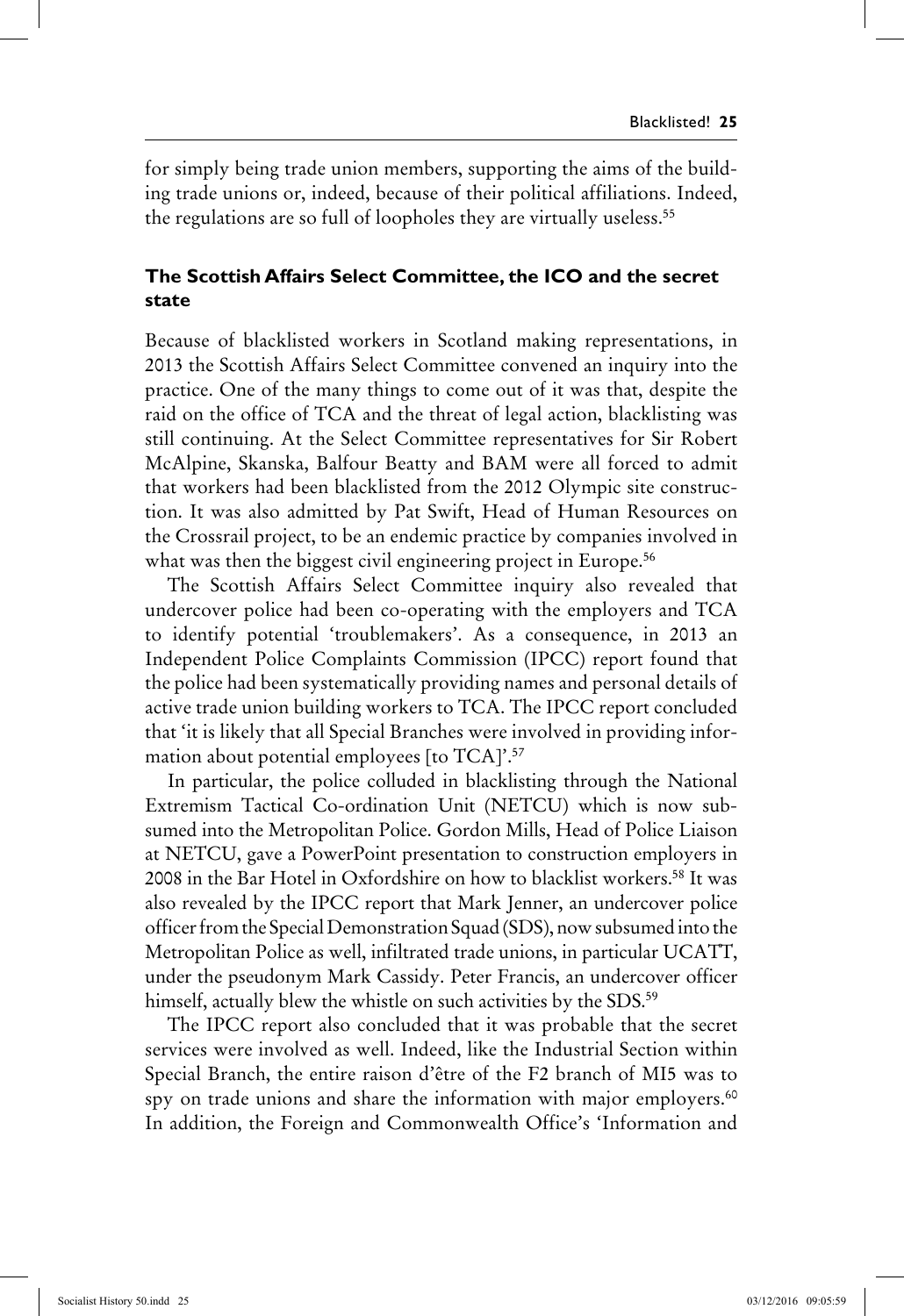for simply being trade union members, supporting the aims of the building trade unions or, indeed, because of their political affiliations. Indeed, the regulations are so full of loopholes they are virtually useless.[55]

### The Scottish Affairs Select Committee, the ICO and the secret state

Because of blacklisted workers in Scotland making representations, in 2013 the Scottish Affairs Select Committee convened an inquiry into the practice. One of the many things to come out of it was that, despite the raid on the office of TCA and the threat of legal action, blacklisting was still continuing. At the Select Committee representatives for Sir Robert McAlpine, Skanska, Balfour Beatty and BAM were all forced to admit that workers had been blacklisted from the 2012 Olympic site construction. It was also admitted by Pat Swift, Head of Human Resources on the Crossrail project, to be an endemic practice by companies involved in what was then the biggest civil engineering project in Europe.[56]

The Scottish Affairs Select Committee inquiry also revealed that undercover police had been co-operating with the employers and TCA to identify potential 'troublemakers'. As a consequence, in 2013 an Independent Police Complaints Commission (IPCC) report found that the police had been systematically providing names and personal details of active trade union building workers to TCA. The IPCC report concluded that 'it is likely that all Special Branches were involved in providing information about potential employees [to TCA]'.[57]

In particular, the police colluded in blacklisting through the National Extremism Tactical Co-ordination Unit (NETCU) which is now subsumed into the Metropolitan Police. Gordon Mills, Head of Police Liaison at NETCU, gave a PowerPoint presentation to construction employers in 2008 in the Bar Hotel in Oxfordshire on how to blacklist workers.[58] It was also revealed by the IPCC report that Mark Jenner, an undercover police officer from the Special Demonstration Squad (SDS), now subsumed into the Metropolitan Police as well, infiltrated trade unions, in particular UCATT, under the pseudonym Mark Cassidy. Peter Francis, an undercover officer himself, actually blew the whistle on such activities by the SDS.[59]

The IPCC report also concluded that it was probable that the secret services were involved as well. Indeed, like the Industrial Section within Special Branch, the entire raison d'être of the F2 branch of MI5 was to spy on trade unions and share the information with major employers.[60] In addition, the Foreign and Commonwealth Office's 'Information and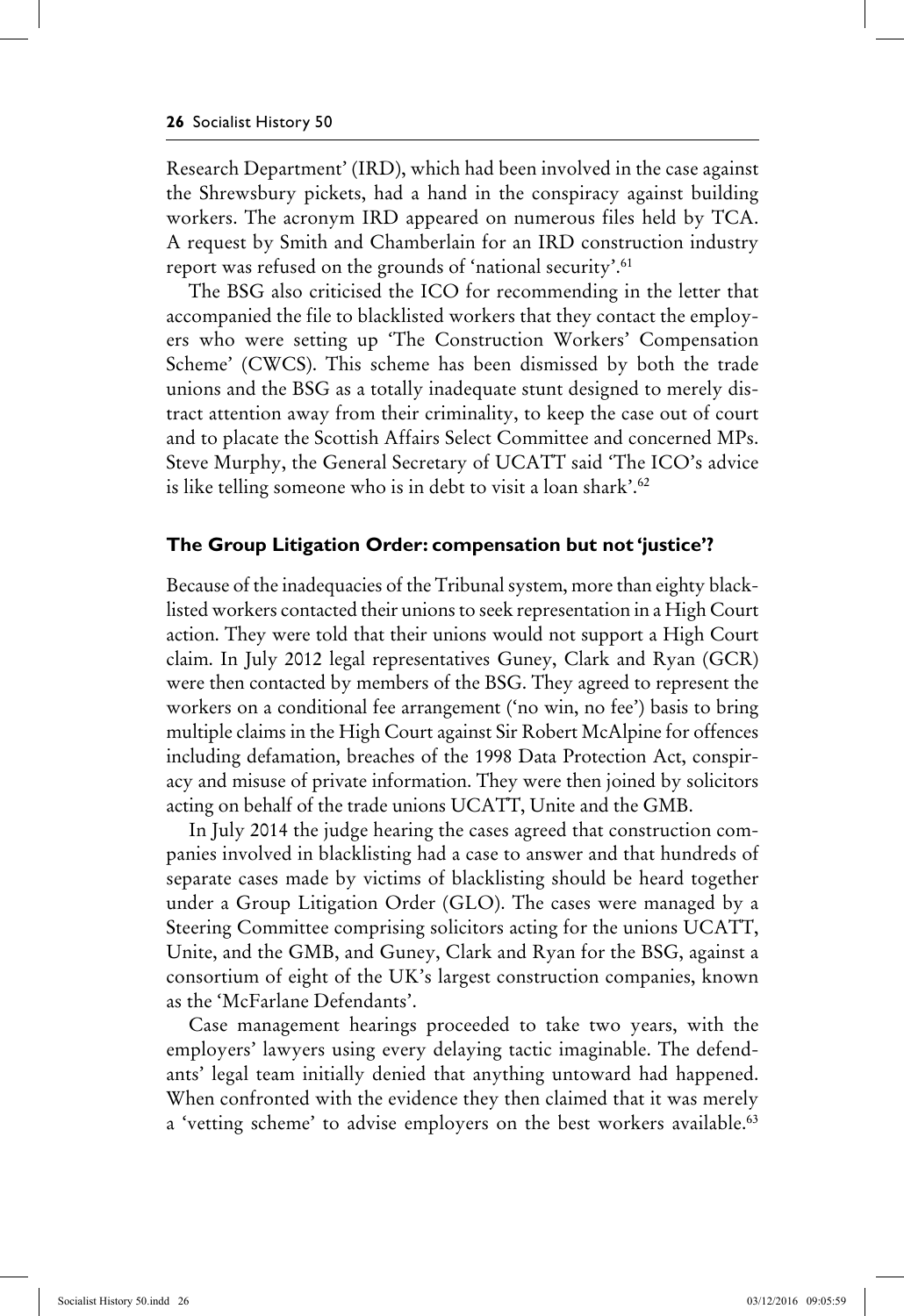Research Department' (IRD), which had been involved in the case against the Shrewsbury pickets, had a hand in the conspiracy against building workers. The acronym IRD appeared on numerous files held by TCA. A request by Smith and Chamberlain for an IRD construction industry report was refused on the grounds of 'national security'.[61]

The BSG also criticised the ICO for recommending in the letter that accompanied the file to blacklisted workers that they contact the employers who were setting up 'The Construction Workers' Compensation Scheme' (CWCS). This scheme has been dismissed by both the trade unions and the BSG as a totally inadequate stunt designed to merely distract attention away from their criminality, to keep the case out of court and to placate the Scottish Affairs Select Committee and concerned MPs. Steve Murphy, the General Secretary of UCATT said 'The ICO's advice is like telling someone who is in debt to visit a loan shark'.[62]

### The Group Litigation Order: compensation but not 'justice'?

Because of the inadequacies of the Tribunal system, more than eighty blacklisted workers contacted their unions to seek representation in a High Court action. They were told that their unions would not support a High Court claim. In July 2012 legal representatives Guney, Clark and Ryan (GCR) were then contacted by members of the BSG. They agreed to represent the workers on a conditional fee arrangement ('no win, no fee') basis to bring multiple claims in the High Court against Sir Robert McAlpine for offences including defamation, breaches of the 1998 Data Protection Act, conspiracy and misuse of private information. They were then joined by solicitors acting on behalf of the trade unions UCATT, Unite and the GMB.

In July 2014 the judge hearing the cases agreed that construction companies involved in blacklisting had a case to answer and that hundreds of separate cases made by victims of blacklisting should be heard together under a Group Litigation Order (GLO). The cases were managed by a Steering Committee comprising solicitors acting for the unions UCATT, Unite, and the GMB, and Guney, Clark and Ryan for the BSG, against a consortium of eight of the UK's largest construction companies, known as the 'McFarlane Defendants'.

Case management hearings proceeded to take two years, with the employers' lawyers using every delaying tactic imaginable. The defendants' legal team initially denied that anything untoward had happened. When confronted with the evidence they then claimed that it was merely a 'vetting scheme' to advise employers on the best workers available.[63]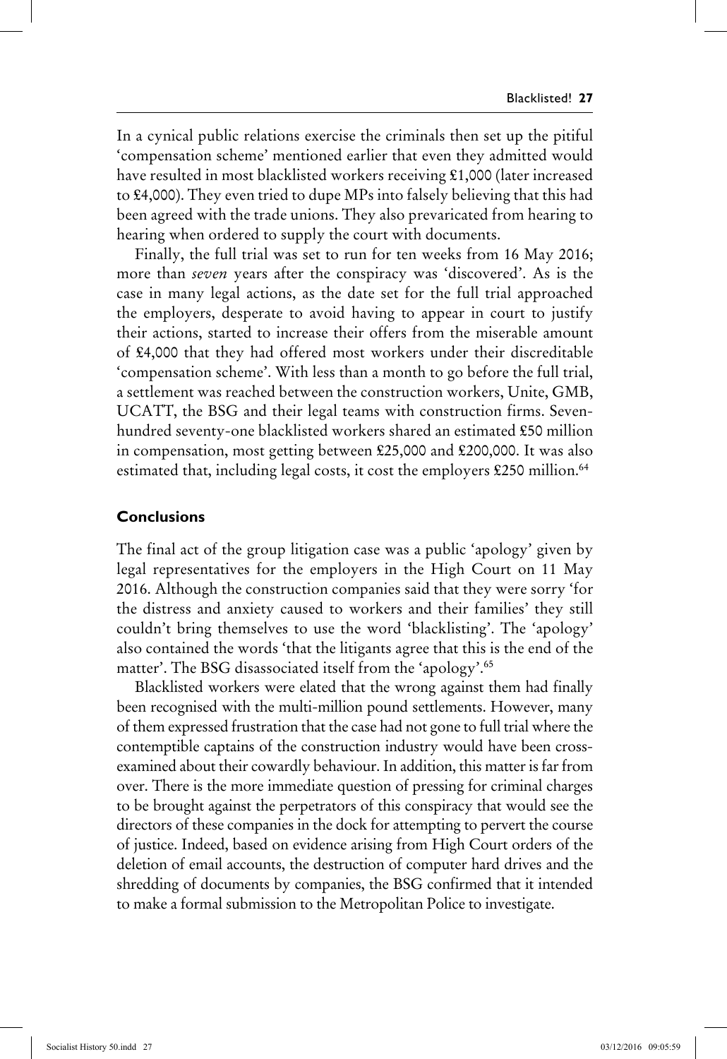In a cynical public relations exercise the criminals then set up the pitiful 'compensation scheme' mentioned earlier that even they admitted would have resulted in most blacklisted workers receiving £1,000 (later increased to £4,000). They even tried to dupe MPs into falsely believing that this had been agreed with the trade unions. They also prevaricated from hearing to hearing when ordered to supply the court with documents.

Finally, the full trial was set to run for ten weeks from 16 May 2016; more than *seven* years after the conspiracy was 'discovered'. As is the case in many legal actions, as the date set for the full trial approached the employers, desperate to avoid having to appear in court to justify their actions, started to increase their offers from the miserable amount of £4,000 that they had offered most workers under their discreditable 'compensation scheme'. With less than a month to go before the full trial, a settlement was reached between the construction workers, Unite, GMB, UCATT, the BSG and their legal teams with construction firms. Seven-hundred seventy-one blacklisted workers shared an estimated £50 million in compensation, most getting between £25,000 and £200,000. It was also estimated that, including legal costs, it cost the employers £250 million.[64]

### Conclusions

The final act of the group litigation case was a public 'apology' given by legal representatives for the employers in the High Court on 11 May 2016. Although the construction companies said that they were sorry 'for the distress and anxiety caused to workers and their families' they still couldn't bring themselves to use the word 'blacklisting'. The 'apology' also contained the words 'that the litigants agree that this is the end of the matter'. The BSG disassociated itself from the 'apology'.[65]

Blacklisted workers were elated that the wrong against them had finally been recognised with the multi-million pound settlements. However, many of them expressed frustration that the case had not gone to full trial where the contemptible captains of the construction industry would have been cross-examined about their cowardly behaviour. In addition, this matter is far from over. There is the more immediate question of pressing for criminal charges to be brought against the perpetrators of this conspiracy that would see the directors of these companies in the dock for attempting to pervert the course of justice. Indeed, based on evidence arising from High Court orders of the deletion of email accounts, the destruction of computer hard drives and the shredding of documents by companies, the BSG confirmed that it intended to make a formal submission to the Metropolitan Police to investigate.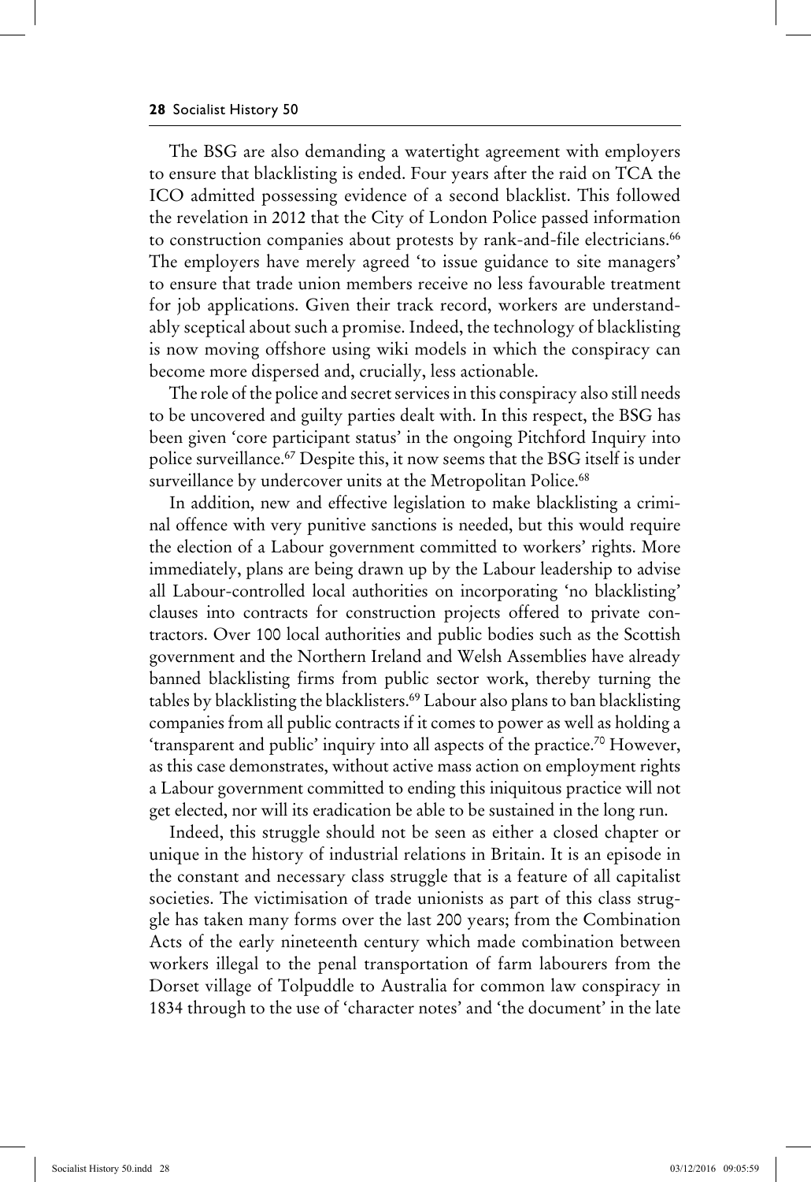The BSG are also demanding a watertight agreement with employers to ensure that blacklisting is ended. Four years after the raid on TCA the ICO admitted possessing evidence of a second blacklist. This followed the revelation in 2012 that the City of London Police passed information to construction companies about protests by rank-and-file electricians.[66] The employers have merely agreed 'to issue guidance to site managers' to ensure that trade union members receive no less favourable treatment for job applications. Given their track record, workers are understandably sceptical about such a promise. Indeed, the technology of blacklisting is now moving offshore using wiki models in which the conspiracy can become more dispersed and, crucially, less actionable.

The role of the police and secret services in this conspiracy also still needs to be uncovered and guilty parties dealt with. In this respect, the BSG has been given 'core participant status' in the ongoing Pitchford Inquiry into police surveillance.[67] Despite this, it now seems that the BSG itself is under surveillance by undercover units at the Metropolitan Police.[68]

In addition, new and effective legislation to make blacklisting a criminal offence with very punitive sanctions is needed, but this would require the election of a Labour government committed to workers' rights. More immediately, plans are being drawn up by the Labour leadership to advise all Labour-controlled local authorities on incorporating 'no blacklisting' clauses into contracts for construction projects offered to private contractors. Over 100 local authorities and public bodies such as the Scottish government and the Northern Ireland and Welsh Assemblies have already banned blacklisting firms from public sector work, thereby turning the tables by blacklisting the blacklisters.[69] Labour also plans to ban blacklisting companies from all public contracts if it comes to power as well as holding a 'transparent and public' inquiry into all aspects of the practice.[70] However, as this case demonstrates, without active mass action on employment rights a Labour government committed to ending this iniquitous practice will not get elected, nor will its eradication be able to be sustained in the long run.

Indeed, this struggle should not be seen as either a closed chapter or unique in the history of industrial relations in Britain. It is an episode in the constant and necessary class struggle that is a feature of all capitalist societies. The victimisation of trade unionists as part of this class struggle has taken many forms over the last 200 years; from the Combination Acts of the early nineteenth century which made combination between workers illegal to the penal transportation of farm labourers from the Dorset village of Tolpuddle to Australia for common law conspiracy in 1834 through to the use of 'character notes' and 'the document' in the late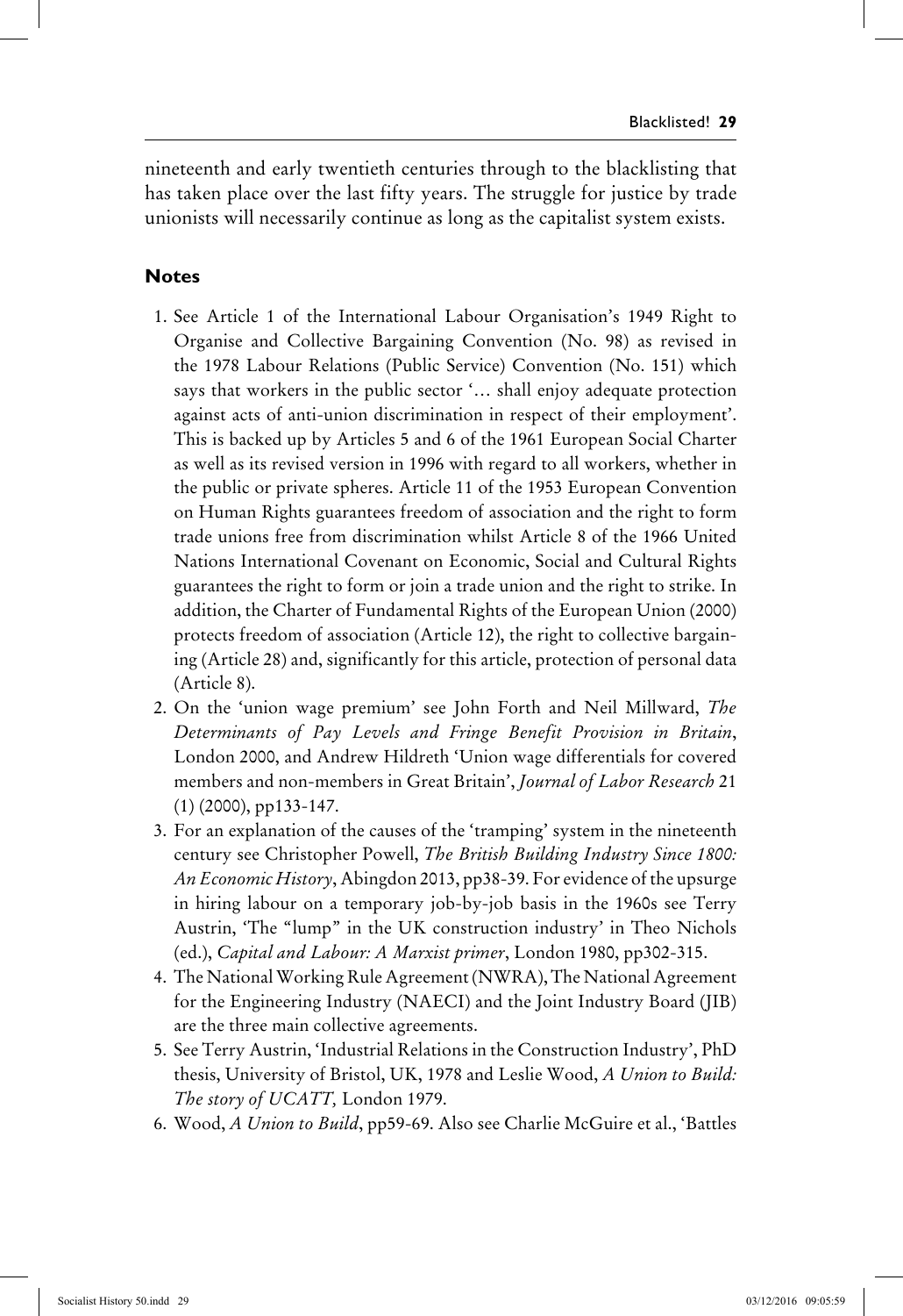nineteenth and early twentieth centuries through to the blacklisting that has taken place over the last fifty years. The struggle for justice by trade unionists will necessarily continue as long as the capitalist system exists.

### Notes

1. See Article 1 of the International Labour Organisation's 1949 Right to Organise and Collective Bargaining Convention (No. 98) as revised in the 1978 Labour Relations (Public Service) Convention (No. 151) which says that workers in the public sector '… shall enjoy adequate protection against acts of anti-union discrimination in respect of their employment'. This is backed up by Articles 5 and 6 of the 1961 European Social Charter as well as its revised version in 1996 with regard to all workers, whether in the public or private spheres. Article 11 of the 1953 European Convention on Human Rights guarantees freedom of association and the right to form trade unions free from discrimination whilst Article 8 of the 1966 United Nations International Covenant on Economic, Social and Cultural Rights guarantees the right to form or join a trade union and the right to strike. In addition, the Charter of Fundamental Rights of the European Union (2000) protects freedom of association (Article 12), the right to collective bargaining (Article 28) and, significantly for this article, protection of personal data (Article 8).
2. On the 'union wage premium' see John Forth and Neil Millward, *The Determinants of Pay Levels and Fringe Benefit Provision in Britain*, London 2000, and Andrew Hildreth 'Union wage differentials for covered members and non-members in Great Britain', *Journal of Labor Research* 21 (1) (2000), pp133-147.
3. For an explanation of the causes of the 'tramping' system in the nineteenth century see Christopher Powell, *The British Building Industry Since 1800: An Economic History*, Abingdon 2013, pp38-39. For evidence of the upsurge in hiring labour on a temporary job-by-job basis in the 1960s see Terry Austrin, 'The "lump" in the UK construction industry' in Theo Nichols (ed.), *Capital and Labour: A Marxist primer*, London 1980, pp302-315.
4. The National Working Rule Agreement (NWRA), The National Agreement for the Engineering Industry (NAECI) and the Joint Industry Board (JIB) are the three main collective agreements.
5. See Terry Austrin, 'Industrial Relations in the Construction Industry', PhD thesis, University of Bristol, UK, 1978 and Leslie Wood, *A Union to Build: The story of UCATT,* London 1979.
6. Wood, *A Union to Build*, pp59-69. Also see Charlie McGuire et al., 'Battles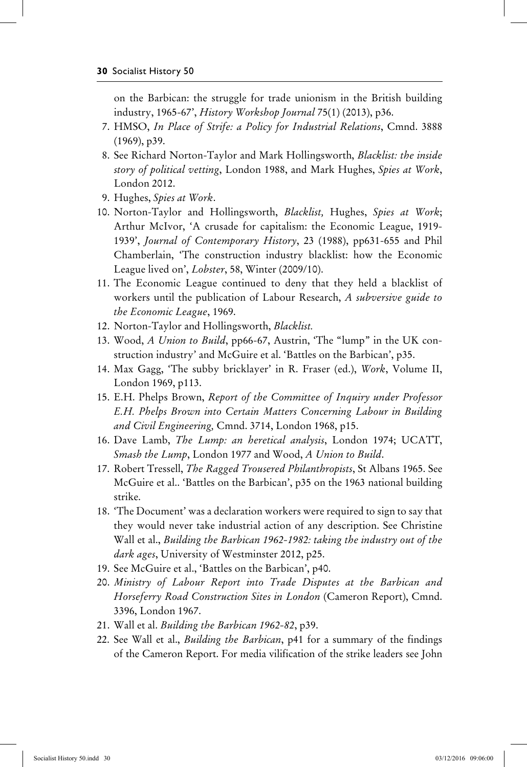on the Barbican: the struggle for trade unionism in the British building industry, 1965-67', *History Workshop Journal* 75(1) (2013), p36.

7. HMSO, *In Place of Strife: a Policy for Industrial Relations*, Cmnd. 3888 (1969), p39.
8. See Richard Norton-Taylor and Mark Hollingsworth, *Blacklist: the inside story of political vetting*, London 1988, and Mark Hughes, *Spies at Work*, London 2012.
9. Hughes, *Spies at Work*.
10. Norton-Taylor and Hollingsworth, *Blacklist,* Hughes, *Spies at Work*; Arthur McIvor, 'A crusade for capitalism: the Economic League, 1919-1939', *Journal of Contemporary History*, 23 (1988), pp631-655 and Phil Chamberlain, 'The construction industry blacklist: how the Economic League lived on', *Lobster*, 58, Winter (2009/10).
11. The Economic League continued to deny that they held a blacklist of workers until the publication of Labour Research, *A subversive guide to the Economic League*, 1969.
12. Norton-Taylor and Hollingsworth, *Blacklist.*
13. Wood, *A Union to Build*, pp66-67, Austrin, 'The "lump" in the UK construction industry' and McGuire et al. 'Battles on the Barbican', p35.
14. Max Gagg, 'The subby bricklayer' in R. Fraser (ed.), *Work*, Volume II, London 1969, p113.
15. E.H. Phelps Brown, *Report of the Committee of Inquiry under Professor E.H. Phelps Brown into Certain Matters Concerning Labour in Building and Civil Engineering,* Cmnd. 3714, London 1968, p15.
16. Dave Lamb, *The Lump: an heretical analysis*, London 1974; UCATT, *Smash the Lump*, London 1977 and Wood, *A Union to Build*.
17. Robert Tressell, *The Ragged Trousered Philanthropists*, St Albans 1965. See McGuire et al.. 'Battles on the Barbican', p35 on the 1963 national building strike.
18. 'The Document' was a declaration workers were required to sign to say that they would never take industrial action of any description. See Christine Wall et al., *Building the Barbican 1962-1982: taking the industry out of the dark ages*, University of Westminster 2012, p25.
19. See McGuire et al., 'Battles on the Barbican', p40.
20. *Ministry of Labour Report into Trade Disputes at the Barbican and Horseferry Road Construction Sites in London* (Cameron Report), Cmnd. 3396, London 1967.
21. Wall et al. *Building the Barbican 1962-82*, p39.
22. See Wall et al., *Building the Barbican*, p41 for a summary of the findings of the Cameron Report. For media vilification of the strike leaders see John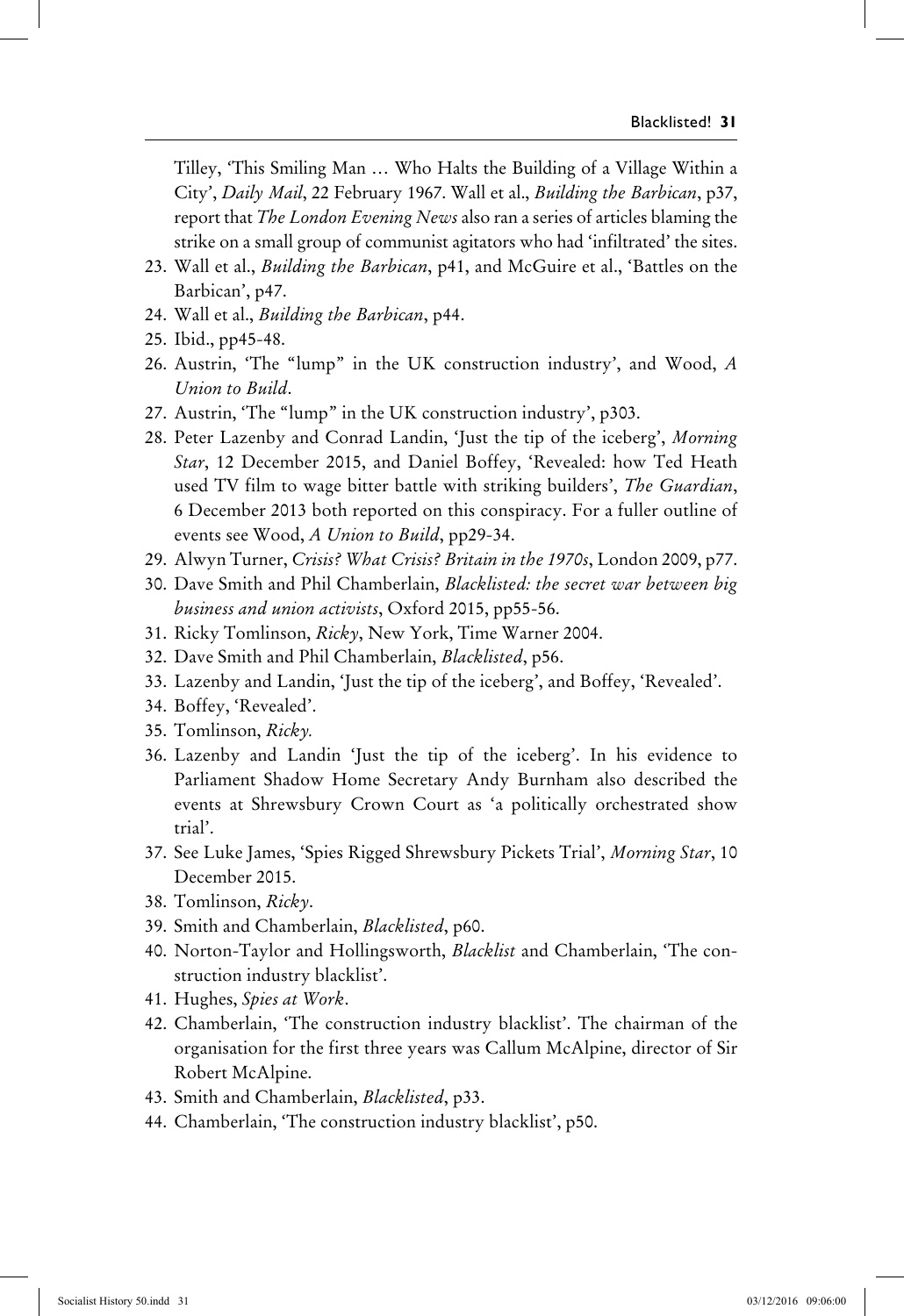Tilley, 'This Smiling Man … Who Halts the Building of a Village Within a City', *Daily Mail*, 22 February 1967. Wall et al., *Building the Barbican*, p37, report that *The London Evening News* also ran a series of articles blaming the strike on a small group of communist agitators who had 'infiltrated' the sites.

23. Wall et al., *Building the Barbican*, p41, and McGuire et al., 'Battles on the Barbican', p47.
24. Wall et al., *Building the Barbican*, p44.
25. Ibid., pp45-48.
26. Austrin, 'The "lump" in the UK construction industry', and Wood, *A Union to Build*.
27. Austrin, 'The "lump" in the UK construction industry', p303.
28. Peter Lazenby and Conrad Landin, 'Just the tip of the iceberg', *Morning Star*, 12 December 2015, and Daniel Boffey, 'Revealed: how Ted Heath used TV film to wage bitter battle with striking builders', *The Guardian*, 6 December 2013 both reported on this conspiracy. For a fuller outline of events see Wood, *A Union to Build*, pp29-34.
29. Alwyn Turner, *Crisis? What Crisis? Britain in the 1970s*, London 2009, p77.
30. Dave Smith and Phil Chamberlain, *Blacklisted: the secret war between big business and union activists*, Oxford 2015, pp55-56.
31. Ricky Tomlinson, *Ricky*, New York, Time Warner 2004.
32. Dave Smith and Phil Chamberlain, *Blacklisted*, p56.
33. Lazenby and Landin, 'Just the tip of the iceberg', and Boffey, 'Revealed'.
34. Boffey, 'Revealed'.
35. Tomlinson, *Ricky.*
36. Lazenby and Landin 'Just the tip of the iceberg'. In his evidence to Parliament Shadow Home Secretary Andy Burnham also described the events at Shrewsbury Crown Court as 'a politically orchestrated show trial'.
37. See Luke James, 'Spies Rigged Shrewsbury Pickets Trial', *Morning Star*, 10 December 2015.
38. Tomlinson, *Ricky*.
39. Smith and Chamberlain, *Blacklisted*, p60.
40. Norton-Taylor and Hollingsworth, *Blacklist* and Chamberlain, 'The construction industry blacklist'.
41. Hughes, *Spies at Work*.
42. Chamberlain, 'The construction industry blacklist'. The chairman of the organisation for the first three years was Callum McAlpine, director of Sir Robert McAlpine.
43. Smith and Chamberlain, *Blacklisted*, p33.
44. Chamberlain, 'The construction industry blacklist', p50.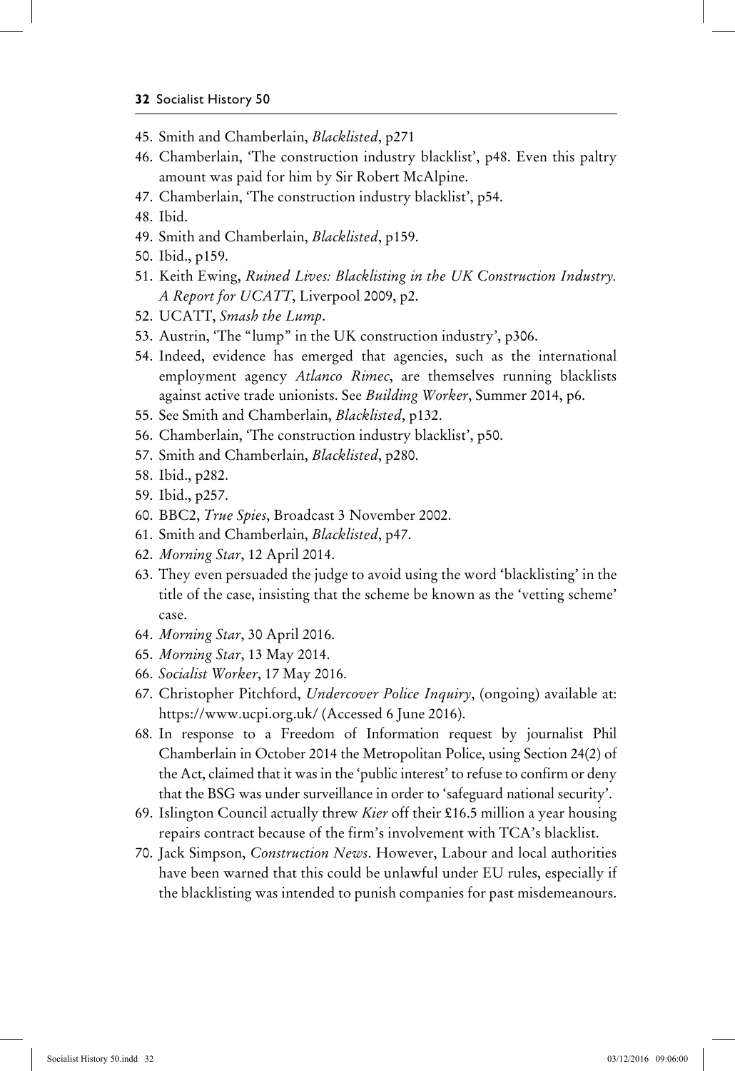45. Smith and Chamberlain, *Blacklisted*, p271
46. Chamberlain, 'The construction industry blacklist', p48. Even this paltry amount was paid for him by Sir Robert McAlpine.
47. Chamberlain, 'The construction industry blacklist', p54.
48. Ibid.
49. Smith and Chamberlain, *Blacklisted*, p159.
50. Ibid., p159.
51. Keith Ewing, *Ruined Lives: Blacklisting in the UK Construction Industry. A Report for UCATT*, Liverpool 2009, p2.
52. UCATT, *Smash the Lump*.
53. Austrin, 'The "lump" in the UK construction industry', p306.
54. Indeed, evidence has emerged that agencies, such as the international employment agency *Atlanco Rimec*, are themselves running blacklists against active trade unionists. See *Building Worker*, Summer 2014, p6.
55. See Smith and Chamberlain, *Blacklisted*, p132.
56. Chamberlain, 'The construction industry blacklist', p50.
57. Smith and Chamberlain, *Blacklisted*, p280.
58. Ibid., p282.
59. Ibid., p257.
60. BBC2, *True Spies*, Broadcast 3 November 2002.
61. Smith and Chamberlain, *Blacklisted*, p47.
62. *Morning Star*, 12 April 2014.
63. They even persuaded the judge to avoid using the word 'blacklisting' in the title of the case, insisting that the scheme be known as the 'vetting scheme' case.
64. *Morning Star*, 30 April 2016.
65. *Morning Star*, 13 May 2014.
66. *Socialist Worker*, 17 May 2016.
67. Christopher Pitchford, *Undercover Police Inquiry*, (ongoing) available at: https://www.ucpi.org.uk/ (Accessed 6 June 2016).
68. In response to a Freedom of Information request by journalist Phil Chamberlain in October 2014 the Metropolitan Police, using Section 24(2) of the Act, claimed that it was in the 'public interest' to refuse to confirm or deny that the BSG was under surveillance in order to 'safeguard national security'.
69. Islington Council actually threw *Kier* off their £16.5 million a year housing repairs contract because of the firm's involvement with TCA's blacklist.
70. Jack Simpson, *Construction News*. However, Labour and local authorities have been warned that this could be unlawful under EU rules, especially if the blacklisting was intended to punish companies for past misdemeanours.